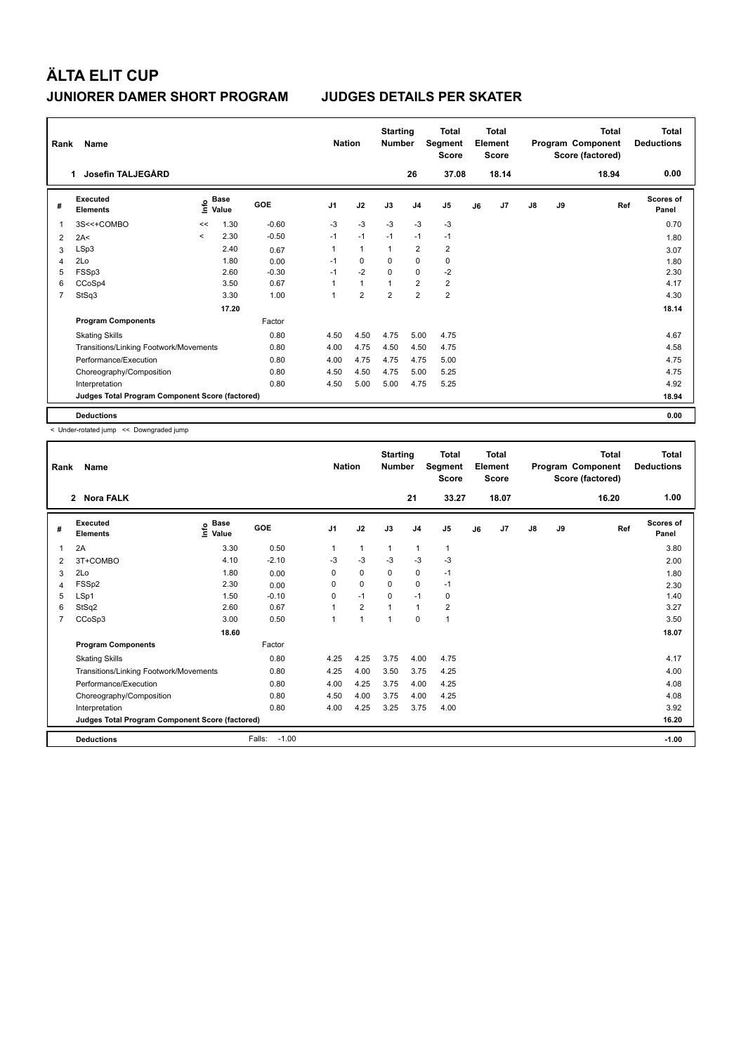# ÄLTA ELIT CUP

## JUNIORER DAMER SHORT PROGRAM　　JUDGES DETAILS PER SKATER

| Rank | Name | Nation | Starting Number | Total Segment Score | Total Element Score | Total Program Component Score (factored) | Total Deductions |
|---|---|---|---|---|---|---|---|
| 1 | Josefin TALJEGÅRD | | 26 | 37.08 | 18.14 | 18.94 | 0.00 |

| # | Executed Elements | Info | Base Value | GOE | J1 | J2 | J3 | J4 | J5 | J6 | J7 | J8 | J9 | Ref | Scores of Panel |
|---|---|---|---|---|---|---|---|---|---|---|---|---|---|---|---|
| 1 | 3S<<+COMBO | << | 1.30 | -0.60 | -3 | -3 | -3 | -3 | -3 | | | | | | 0.70 |
| 2 | 2A< | < | 2.30 | -0.50 | -1 | -1 | -1 | -1 | -1 | | | | | | 1.80 |
| 3 | LSp3 | | 2.40 | 0.67 | 1 | 1 | 1 | 2 | 2 | | | | | | 3.07 |
| 4 | 2Lo | | 1.80 | 0.00 | -1 | 0 | 0 | 0 | 0 | | | | | | 1.80 |
| 5 | FSSp3 | | 2.60 | -0.30 | -1 | -2 | 0 | 0 | -2 | | | | | | 2.30 |
| 6 | CCoSp4 | | 3.50 | 0.67 | 1 | 1 | 1 | 2 | 2 | | | | | | 4.17 |
| 7 | StSq3 | | 3.30 | 1.00 | 1 | 2 | 2 | 2 | 2 | | | | | | 4.30 |
| | | | 17.20 | | | | | | | | | | | | 18.14 |
| | **Program Components** | | | Factor | | | | | | | | | | | |
| | Skating Skills | | | 0.80 | 4.50 | 4.50 | 4.75 | 5.00 | 4.75 | | | | | | 4.67 |
| | Transitions/Linking Footwork/Movements | | | 0.80 | 4.00 | 4.75 | 4.50 | 4.50 | 4.75 | | | | | | 4.58 |
| | Performance/Execution | | | 0.80 | 4.00 | 4.75 | 4.75 | 4.75 | 5.00 | | | | | | 4.75 |
| | Choreography/Composition | | | 0.80 | 4.50 | 4.50 | 4.75 | 5.00 | 5.25 | | | | | | 4.75 |
| | Interpretation | | | 0.80 | 4.50 | 5.00 | 5.00 | 4.75 | 5.25 | | | | | | 4.92 |
| | **Judges Total Program Component Score (factored)** | | | | | | | | | | | | | | 18.94 |
| | **Deductions** | | | | | | | | | | | | | | 0.00 |

< Under-rotated jump　<< Downgraded jump

| Rank | Name | Nation | Starting Number | Total Segment Score | Total Element Score | Total Program Component Score (factored) | Total Deductions |
|---|---|---|---|---|---|---|---|
| 2 | Nora FALK | | 21 | 33.27 | 18.07 | 16.20 | 1.00 |

| # | Executed Elements | Info | Base Value | GOE | J1 | J2 | J3 | J4 | J5 | J6 | J7 | J8 | J9 | Ref | Scores of Panel |
|---|---|---|---|---|---|---|---|---|---|---|---|---|---|---|---|
| 1 | 2A | | 3.30 | 0.50 | 1 | 1 | 1 | 1 | 1 | | | | | | 3.80 |
| 2 | 3T+COMBO | | 4.10 | -2.10 | -3 | -3 | -3 | -3 | -3 | | | | | | 2.00 |
| 3 | 2Lo | | 1.80 | 0.00 | 0 | 0 | 0 | 0 | -1 | | | | | | 1.80 |
| 4 | FSSp2 | | 2.30 | 0.00 | 0 | 0 | 0 | 0 | -1 | | | | | | 2.30 |
| 5 | LSp1 | | 1.50 | -0.10 | 0 | -1 | 0 | -1 | 0 | | | | | | 1.40 |
| 6 | StSq2 | | 2.60 | 0.67 | 1 | 2 | 1 | 1 | 2 | | | | | | 3.27 |
| 7 | CCoSp3 | | 3.00 | 0.50 | 1 | 1 | 1 | 0 | 1 | | | | | | 3.50 |
| | | | 18.60 | | | | | | | | | | | | 18.07 |
| | **Program Components** | | | Factor | | | | | | | | | | | |
| | Skating Skills | | | 0.80 | 4.25 | 4.25 | 3.75 | 4.00 | 4.75 | | | | | | 4.17 |
| | Transitions/Linking Footwork/Movements | | | 0.80 | 4.25 | 4.00 | 3.50 | 3.75 | 4.25 | | | | | | 4.00 |
| | Performance/Execution | | | 0.80 | 4.00 | 4.25 | 3.75 | 4.00 | 4.25 | | | | | | 4.08 |
| | Choreography/Composition | | | 0.80 | 4.50 | 4.00 | 3.75 | 4.00 | 4.25 | | | | | | 4.08 |
| | Interpretation | | | 0.80 | 4.00 | 4.25 | 3.25 | 3.75 | 4.00 | | | | | | 3.92 |
| | **Judges Total Program Component Score (factored)** | | | | | | | | | | | | | | 16.20 |
| | **Deductions** | | | Falls: -1.00 | | | | | | | | | | | -1.00 |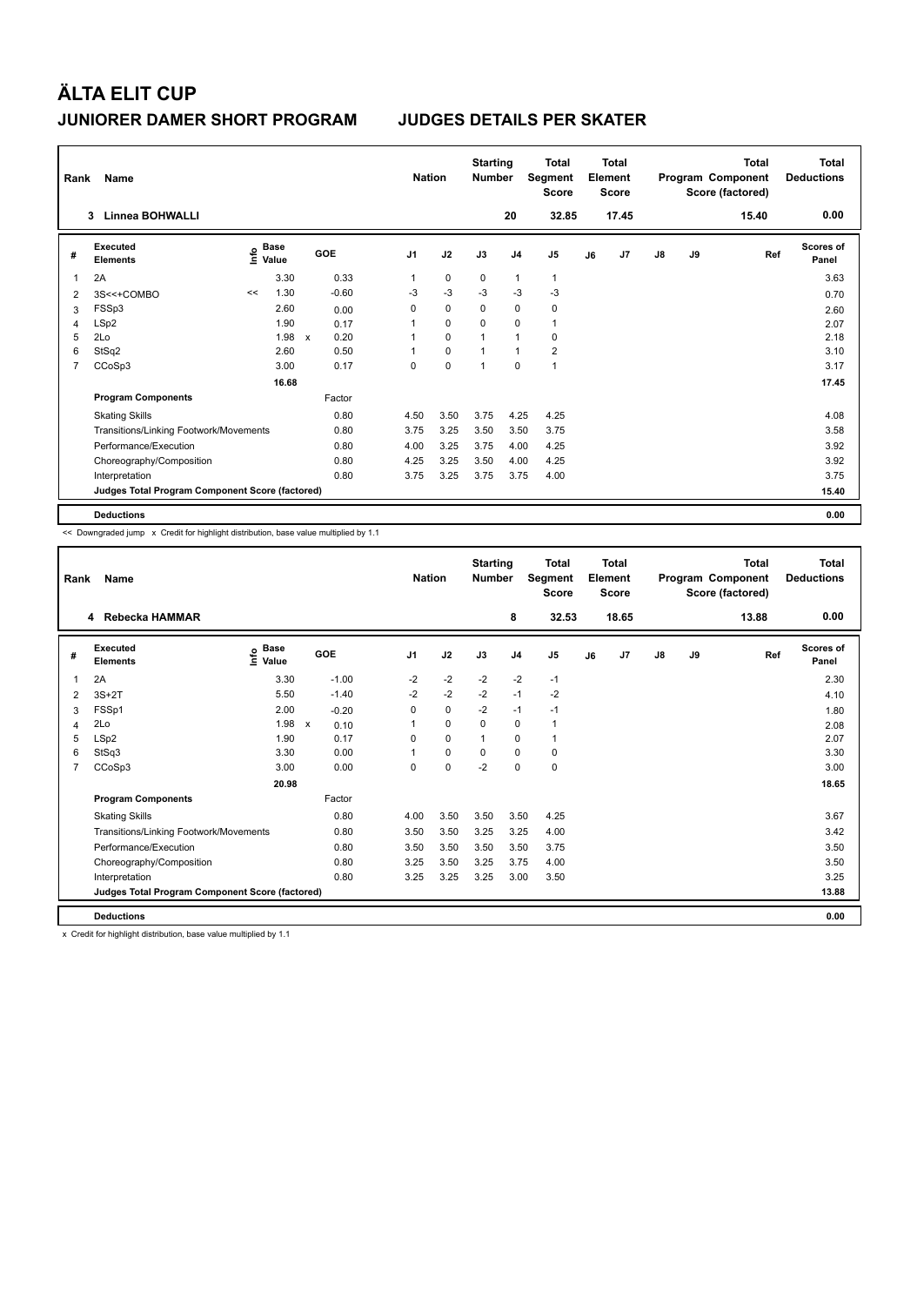# ÄLTA ELIT CUP

## JUNIORER DAMER SHORT PROGRAM JUDGES DETAILS PER SKATER

| Rank | Name | Nation | Starting Number | Total Segment Score | Total Element Score | Total Program Component Score (factored) | Total Deductions |
|---|---|---|---|---|---|---|---|
| 3 | Linnea BOHWALLI | | 20 | 32.85 | 17.45 | 15.40 | 0.00 |

| # | Executed Elements | Info | Base Value | | GOE | J1 | J2 | J3 | J4 | J5 | J6 | J7 | J8 | J9 | Ref | Scores of Panel |
|---|---|---|---|---|---|---|---|---|---|---|---|---|---|---|---|---|
| 1 | 2A | | 3.30 | | 0.33 | 1 | 0 | 0 | 1 | 1 | | | | | | 3.63 |
| 2 | 3S<<+COMBO | << | 1.30 | | -0.60 | -3 | -3 | -3 | -3 | -3 | | | | | | 0.70 |
| 3 | FSSp3 | | 2.60 | | 0.00 | 0 | 0 | 0 | 0 | 0 | | | | | | 2.60 |
| 4 | LSp2 | | 1.90 | | 0.17 | 1 | 0 | 0 | 0 | 1 | | | | | | 2.07 |
| 5 | 2Lo | | 1.98 | x | 0.20 | 1 | 0 | 1 | 1 | 0 | | | | | | 2.18 |
| 6 | StSq2 | | 2.60 | | 0.50 | 1 | 0 | 1 | 1 | 2 | | | | | | 3.10 |
| 7 | CCoSp3 | | 3.00 | | 0.17 | 0 | 0 | 1 | 0 | 1 | | | | | | 3.17 |
| | | | 16.68 | | | | | | | | | | | | | 17.45 |
| | **Program Components** | | | | Factor | | | | | | | | | | | |
| | Skating Skills | | | | 0.80 | 4.50 | 3.50 | 3.75 | 4.25 | 4.25 | | | | | | 4.08 |
| | Transitions/Linking Footwork/Movements | | | | 0.80 | 3.75 | 3.25 | 3.50 | 3.50 | 3.75 | | | | | | 3.58 |
| | Performance/Execution | | | | 0.80 | 4.00 | 3.25 | 3.75 | 4.00 | 4.25 | | | | | | 3.92 |
| | Choreography/Composition | | | | 0.80 | 4.25 | 3.25 | 3.50 | 4.00 | 4.25 | | | | | | 3.92 |
| | Interpretation | | | | 0.80 | 3.75 | 3.25 | 3.75 | 3.75 | 4.00 | | | | | | 3.75 |
| | **Judges Total Program Component Score (factored)** | | | | | | | | | | | | | | | 15.40 |
| | **Deductions** | | | | | | | | | | | | | | | 0.00 |

<< Downgraded jump x Credit for highlight distribution, base value multiplied by 1.1

| Rank | Name | Nation | Starting Number | Total Segment Score | Total Element Score | Total Program Component Score (factored) | Total Deductions |
|---|---|---|---|---|---|---|---|
| 4 | Rebecka HAMMAR | | 8 | 32.53 | 18.65 | 13.88 | 0.00 |

| # | Executed Elements | Info | Base Value | | GOE | J1 | J2 | J3 | J4 | J5 | J6 | J7 | J8 | J9 | Ref | Scores of Panel |
|---|---|---|---|---|---|---|---|---|---|---|---|---|---|---|---|---|
| 1 | 2A | | 3.30 | | -1.00 | -2 | -2 | -2 | -2 | -1 | | | | | | 2.30 |
| 2 | 3S+2T | | 5.50 | | -1.40 | -2 | -2 | -2 | -1 | -2 | | | | | | 4.10 |
| 3 | FSSp1 | | 2.00 | | -0.20 | 0 | 0 | -2 | -1 | -1 | | | | | | 1.80 |
| 4 | 2Lo | | 1.98 | x | 0.10 | 1 | 0 | 0 | 0 | 1 | | | | | | 2.08 |
| 5 | LSp2 | | 1.90 | | 0.17 | 0 | 0 | 1 | 0 | 1 | | | | | | 2.07 |
| 6 | StSq3 | | 3.30 | | 0.00 | 1 | 0 | 0 | 0 | 0 | | | | | | 3.30 |
| 7 | CCoSp3 | | 3.00 | | 0.00 | 0 | 0 | -2 | 0 | 0 | | | | | | 3.00 |
| | | | 20.98 | | | | | | | | | | | | | 18.65 |
| | **Program Components** | | | | Factor | | | | | | | | | | | |
| | Skating Skills | | | | 0.80 | 4.00 | 3.50 | 3.50 | 3.50 | 4.25 | | | | | | 3.67 |
| | Transitions/Linking Footwork/Movements | | | | 0.80 | 3.50 | 3.50 | 3.25 | 3.25 | 4.00 | | | | | | 3.42 |
| | Performance/Execution | | | | 0.80 | 3.50 | 3.50 | 3.50 | 3.50 | 3.75 | | | | | | 3.50 |
| | Choreography/Composition | | | | 0.80 | 3.25 | 3.50 | 3.25 | 3.75 | 4.00 | | | | | | 3.50 |
| | Interpretation | | | | 0.80 | 3.25 | 3.25 | 3.25 | 3.00 | 3.50 | | | | | | 3.25 |
| | **Judges Total Program Component Score (factored)** | | | | | | | | | | | | | | | 13.88 |
| | **Deductions** | | | | | | | | | | | | | | | 0.00 |

x Credit for highlight distribution, base value multiplied by 1.1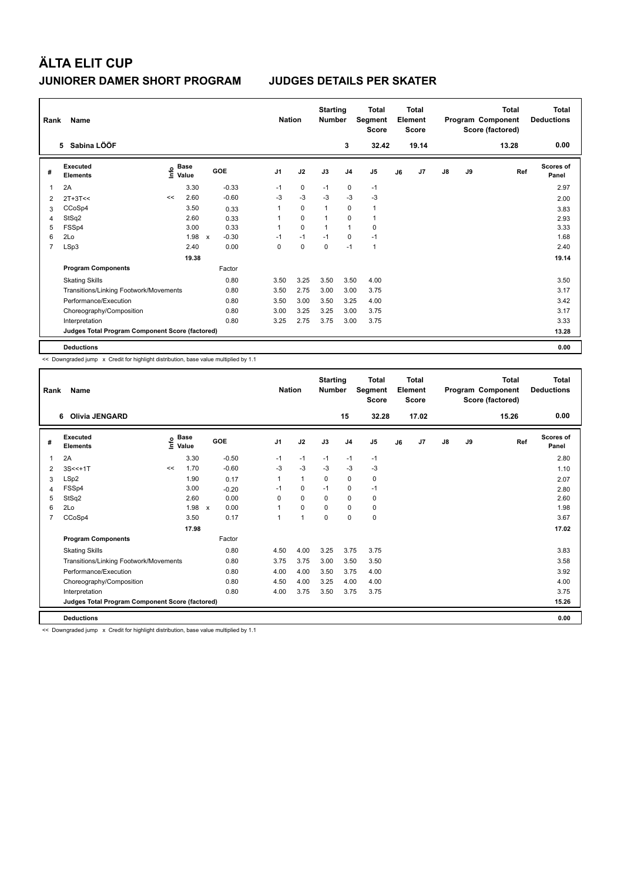# ÄLTA ELIT CUP

## JUNIORER DAMER SHORT PROGRAM JUDGES DETAILS PER SKATER

| Rank | Name | Nation | Starting Number | Total Segment Score | Total Element Score | Total Program Component Score (factored) | Total Deductions |
|---|---|---|---|---|---|---|---|
| 5 | Sabina LÖÖF | | 3 | 32.42 | 19.14 | 13.28 | 0.00 |

| # | Executed Elements | Info | Base Value | | GOE | J1 | J2 | J3 | J4 | J5 | J6 | J7 | J8 | J9 | Ref | Scores of Panel |
|---|---|---|---|---|---|---|---|---|---|---|---|---|---|---|---|---|
| 1 | 2A | | 3.30 | | -0.33 | -1 | 0 | -1 | 0 | -1 | | | | | | 2.97 |
| 2 | 2T+3T<< | << | 2.60 | | -0.60 | -3 | -3 | -3 | -3 | -3 | | | | | | 2.00 |
| 3 | CCoSp4 | | 3.50 | | 0.33 | 1 | 0 | 1 | 0 | 1 | | | | | | 3.83 |
| 4 | StSq2 | | 2.60 | | 0.33 | 1 | 0 | 1 | 0 | 1 | | | | | | 2.93 |
| 5 | FSSp4 | | 3.00 | | 0.33 | 1 | 0 | 1 | 1 | 0 | | | | | | 3.33 |
| 6 | 2Lo | | 1.98 | x | -0.30 | -1 | -1 | -1 | 0 | -1 | | | | | | 1.68 |
| 7 | LSp3 | | 2.40 | | 0.00 | 0 | 0 | 0 | -1 | 1 | | | | | | 2.40 |
| | | | 19.38 | | | | | | | | | | | | | 19.14 |
| | **Program Components** | | | | Factor | | | | | | | | | | | |
| | Skating Skills | | | | 0.80 | 3.50 | 3.25 | 3.50 | 3.50 | 4.00 | | | | | | 3.50 |
| | Transitions/Linking Footwork/Movements | | | | 0.80 | 3.50 | 2.75 | 3.00 | 3.00 | 3.75 | | | | | | 3.17 |
| | Performance/Execution | | | | 0.80 | 3.50 | 3.00 | 3.50 | 3.25 | 4.00 | | | | | | 3.42 |
| | Choreography/Composition | | | | 0.80 | 3.00 | 3.25 | 3.25 | 3.00 | 3.75 | | | | | | 3.17 |
| | Interpretation | | | | 0.80 | 3.25 | 2.75 | 3.75 | 3.00 | 3.75 | | | | | | 3.33 |
| | **Judges Total Program Component Score (factored)** | | | | | | | | | | | | | | | 13.28 |
| | **Deductions** | | | | | | | | | | | | | | | 0.00 |

<< Downgraded jump x Credit for highlight distribution, base value multiplied by 1.1

| Rank | Name | Nation | Starting Number | Total Segment Score | Total Element Score | Total Program Component Score (factored) | Total Deductions |
|---|---|---|---|---|---|---|---|
| 6 | Olivia JENGARD | | 15 | 32.28 | 17.02 | 15.26 | 0.00 |

| # | Executed Elements | Info | Base Value | | GOE | J1 | J2 | J3 | J4 | J5 | J6 | J7 | J8 | J9 | Ref | Scores of Panel |
|---|---|---|---|---|---|---|---|---|---|---|---|---|---|---|---|---|
| 1 | 2A | | 3.30 | | -0.50 | -1 | -1 | -1 | -1 | -1 | | | | | | 2.80 |
| 2 | 3S<<+1T | << | 1.70 | | -0.60 | -3 | -3 | -3 | -3 | -3 | | | | | | 1.10 |
| 3 | LSp2 | | 1.90 | | 0.17 | 1 | 1 | 0 | 0 | 0 | | | | | | 2.07 |
| 4 | FSSp4 | | 3.00 | | -0.20 | -1 | 0 | -1 | 0 | -1 | | | | | | 2.80 |
| 5 | StSq2 | | 2.60 | | 0.00 | 0 | 0 | 0 | 0 | 0 | | | | | | 2.60 |
| 6 | 2Lo | | 1.98 | x | 0.00 | 1 | 0 | 0 | 0 | 0 | | | | | | 1.98 |
| 7 | CCoSp4 | | 3.50 | | 0.17 | 1 | 1 | 0 | 0 | 0 | | | | | | 3.67 |
| | | | 17.98 | | | | | | | | | | | | | 17.02 |
| | **Program Components** | | | | Factor | | | | | | | | | | | |
| | Skating Skills | | | | 0.80 | 4.50 | 4.00 | 3.25 | 3.75 | 3.75 | | | | | | 3.83 |
| | Transitions/Linking Footwork/Movements | | | | 0.80 | 3.75 | 3.75 | 3.00 | 3.50 | 3.50 | | | | | | 3.58 |
| | Performance/Execution | | | | 0.80 | 4.00 | 4.00 | 3.50 | 3.75 | 4.00 | | | | | | 3.92 |
| | Choreography/Composition | | | | 0.80 | 4.50 | 4.00 | 3.25 | 4.00 | 4.00 | | | | | | 4.00 |
| | Interpretation | | | | 0.80 | 4.00 | 3.75 | 3.50 | 3.75 | 3.75 | | | | | | 3.75 |
| | **Judges Total Program Component Score (factored)** | | | | | | | | | | | | | | | 15.26 |
| | **Deductions** | | | | | | | | | | | | | | | 0.00 |

<< Downgraded jump x Credit for highlight distribution, base value multiplied by 1.1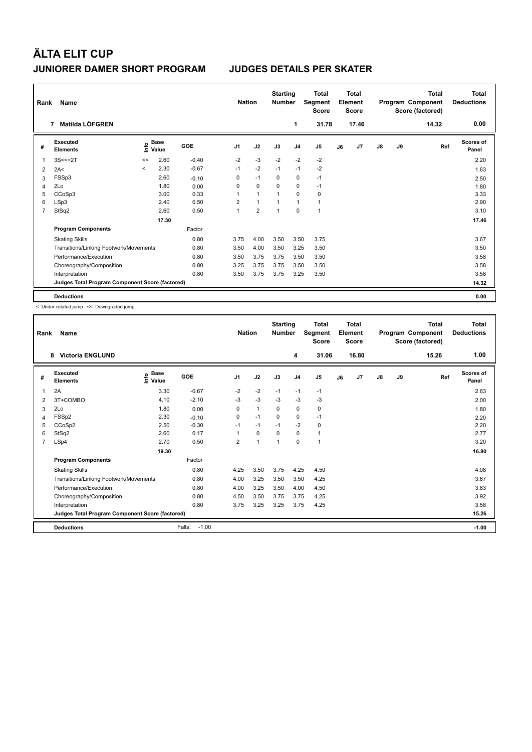# ÄLTA ELIT CUP

## JUNIORER DAMER SHORT PROGRAM — JUDGES DETAILS PER SKATER

| Rank | Name | Nation | Starting Number | Total Segment Score | Total Element Score | Total Program Component Score (factored) | Total Deductions |
|---|---|---|---|---|---|---|---|
| 7 | Matilda LÖFGREN | | 1 | 31.78 | 17.46 | 14.32 | 0.00 |

| # | Executed Elements | Info | Base Value | GOE | J1 | J2 | J3 | J4 | J5 | J6 | J7 | J8 | J9 | Ref | Scores of Panel |
|---|---|---|---|---|---|---|---|---|---|---|---|---|---|---|---|
| 1 | 3S<<+2T | << | 2.60 | -0.40 | -2 | -3 | -2 | -2 | -2 | | | | | | 2.20 |
| 2 | 2A< | < | 2.30 | -0.67 | -1 | -2 | -1 | -1 | -2 | | | | | | 1.63 |
| 3 | FSSp3 | | 2.60 | -0.10 | 0 | -1 | 0 | 0 | -1 | | | | | | 2.50 |
| 4 | 2Lo | | 1.80 | 0.00 | 0 | 0 | 0 | 0 | -1 | | | | | | 1.80 |
| 5 | CCoSp3 | | 3.00 | 0.33 | 1 | 1 | 1 | 0 | 0 | | | | | | 3.33 |
| 6 | LSp3 | | 2.40 | 0.50 | 2 | 1 | 1 | 1 | 1 | | | | | | 2.90 |
| 7 | StSq2 | | 2.60 | 0.50 | 1 | 2 | 1 | 0 | 1 | | | | | | 3.10 |
| | | | 17.30 | | | | | | | | | | | | 17.46 |
| | **Program Components** | | | Factor | | | | | | | | | | | |
| | Skating Skills | | | 0.80 | 3.75 | 4.00 | 3.50 | 3.50 | 3.75 | | | | | | 3.67 |
| | Transitions/Linking Footwork/Movements | | | 0.80 | 3.50 | 4.00 | 3.50 | 3.25 | 3.50 | | | | | | 3.50 |
| | Performance/Execution | | | 0.80 | 3.50 | 3.75 | 3.75 | 3.50 | 3.50 | | | | | | 3.58 |
| | Choreography/Composition | | | 0.80 | 3.25 | 3.75 | 3.75 | 3.50 | 3.50 | | | | | | 3.58 |
| | Interpretation | | | 0.80 | 3.50 | 3.75 | 3.75 | 3.25 | 3.50 | | | | | | 3.58 |
| | **Judges Total Program Component Score (factored)** | | | | | | | | | | | | | | 14.32 |
| | **Deductions** | | | | | | | | | | | | | | 0.00 |

< Under-rotated jump << Downgraded jump

| Rank | Name | Nation | Starting Number | Total Segment Score | Total Element Score | Total Program Component Score (factored) | Total Deductions |
|---|---|---|---|---|---|---|---|
| 8 | Victoria ENGLUND | | 4 | 31.06 | 16.80 | 15.26 | 1.00 |

| # | Executed Elements | Info | Base Value | GOE | J1 | J2 | J3 | J4 | J5 | J6 | J7 | J8 | J9 | Ref | Scores of Panel |
|---|---|---|---|---|---|---|---|---|---|---|---|---|---|---|---|
| 1 | 2A | | 3.30 | -0.67 | -2 | -2 | -1 | -1 | -1 | | | | | | 2.63 |
| 2 | 3T+COMBO | | 4.10 | -2.10 | -3 | -3 | -3 | -3 | -3 | | | | | | 2.00 |
| 3 | 2Lo | | 1.80 | 0.00 | 0 | 1 | 0 | 0 | 0 | | | | | | 1.80 |
| 4 | FSSp2 | | 2.30 | -0.10 | 0 | -1 | 0 | 0 | -1 | | | | | | 2.20 |
| 5 | CCoSp2 | | 2.50 | -0.30 | -1 | -1 | -1 | -2 | 0 | | | | | | 2.20 |
| 6 | StSq2 | | 2.60 | 0.17 | 1 | 0 | 0 | 0 | 1 | | | | | | 2.77 |
| 7 | LSp4 | | 2.70 | 0.50 | 2 | 1 | 1 | 0 | 1 | | | | | | 3.20 |
| | | | 19.30 | | | | | | | | | | | | 16.80 |
| | **Program Components** | | | Factor | | | | | | | | | | | |
| | Skating Skills | | | 0.80 | 4.25 | 3.50 | 3.75 | 4.25 | 4.50 | | | | | | 4.08 |
| | Transitions/Linking Footwork/Movements | | | 0.80 | 4.00 | 3.25 | 3.50 | 3.50 | 4.25 | | | | | | 3.67 |
| | Performance/Execution | | | 0.80 | 4.00 | 3.25 | 3.50 | 4.00 | 4.50 | | | | | | 3.83 |
| | Choreography/Composition | | | 0.80 | 4.50 | 3.50 | 3.75 | 3.75 | 4.25 | | | | | | 3.92 |
| | Interpretation | | | 0.80 | 3.75 | 3.25 | 3.25 | 3.75 | 4.25 | | | | | | 3.58 |
| | **Judges Total Program Component Score (factored)** | | | | | | | | | | | | | | 15.26 |
| | **Deductions** | | | Falls: -1.00 | | | | | | | | | | | -1.00 |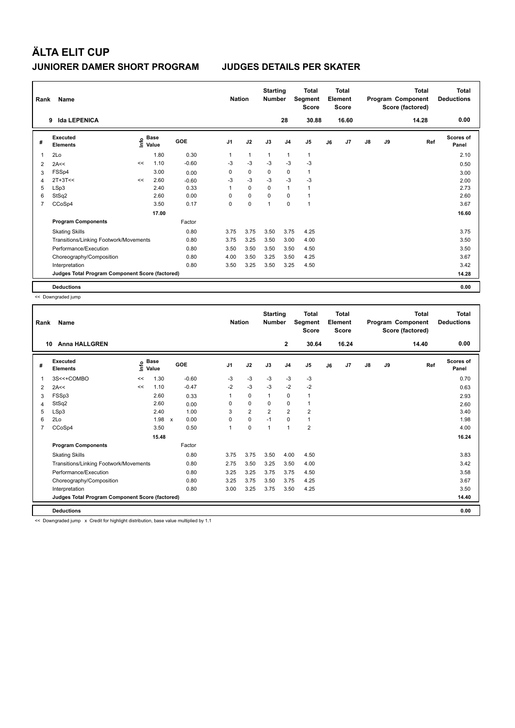# ÄLTA ELIT CUP

## JUNIORER DAMER SHORT PROGRAM    JUDGES DETAILS PER SKATER

| Rank | Name | Nation | Starting Number | Total Segment Score | Total Element Score | Total Program Component Score (factored) | Total Deductions |
|---|---|---|---|---|---|---|---|
| 9 | Ida LEPENICA | | 28 | 30.88 | 16.60 | 14.28 | 0.00 |

| # | Executed Elements | Info | Base Value | | GOE | J1 | J2 | J3 | J4 | J5 | J6 | J7 | J8 | J9 | Ref | Scores of Panel |
|---|---|---|---|---|---|---|---|---|---|---|---|---|---|---|---|---|
| 1 | 2Lo | | 1.80 | | 0.30 | 1 | 1 | 1 | 1 | 1 | | | | | | 2.10 |
| 2 | 2A<< | << | 1.10 | | -0.60 | -3 | -3 | -3 | -3 | -3 | | | | | | 0.50 |
| 3 | FSSp4 | | 3.00 | | 0.00 | 0 | 0 | 0 | 0 | 1 | | | | | | 3.00 |
| 4 | 2T+3T<< | << | 2.60 | | -0.60 | -3 | -3 | -3 | -3 | -3 | | | | | | 2.00 |
| 5 | LSp3 | | 2.40 | | 0.33 | 1 | 0 | 0 | 1 | 1 | | | | | | 2.73 |
| 6 | StSq2 | | 2.60 | | 0.00 | 0 | 0 | 0 | 0 | 1 | | | | | | 2.60 |
| 7 | CCoSp4 | | 3.50 | | 0.17 | 0 | 0 | 1 | 0 | 1 | | | | | | 3.67 |
| | | | 17.00 | | | | | | | | | | | | | 16.60 |
| | **Program Components** | | | | Factor | | | | | | | | | | | |
| | Skating Skills | | | | 0.80 | 3.75 | 3.75 | 3.50 | 3.75 | 4.25 | | | | | | 3.75 |
| | Transitions/Linking Footwork/Movements | | | | 0.80 | 3.75 | 3.25 | 3.50 | 3.00 | 4.00 | | | | | | 3.50 |
| | Performance/Execution | | | | 0.80 | 3.50 | 3.50 | 3.50 | 3.50 | 4.50 | | | | | | 3.50 |
| | Choreography/Composition | | | | 0.80 | 4.00 | 3.50 | 3.25 | 3.50 | 4.25 | | | | | | 3.67 |
| | Interpretation | | | | 0.80 | 3.50 | 3.25 | 3.50 | 3.25 | 4.50 | | | | | | 3.42 |
| | **Judges Total Program Component Score (factored)** | | | | | | | | | | | | | | | 14.28 |
| | **Deductions** | | | | | | | | | | | | | | | 0.00 |

<< Downgraded jump

| Rank | Name | Nation | Starting Number | Total Segment Score | Total Element Score | Total Program Component Score (factored) | Total Deductions |
|---|---|---|---|---|---|---|---|
| 10 | Anna HALLGREN | | 2 | 30.64 | 16.24 | 14.40 | 0.00 |

| # | Executed Elements | Info | Base Value | | GOE | J1 | J2 | J3 | J4 | J5 | J6 | J7 | J8 | J9 | Ref | Scores of Panel |
|---|---|---|---|---|---|---|---|---|---|---|---|---|---|---|---|---|
| 1 | 3S<<+COMBO | << | 1.30 | | -0.60 | -3 | -3 | -3 | -3 | -3 | | | | | | 0.70 |
| 2 | 2A<< | << | 1.10 | | -0.47 | -2 | -3 | -3 | -2 | -2 | | | | | | 0.63 |
| 3 | FSSp3 | | 2.60 | | 0.33 | 1 | 0 | 1 | 0 | 1 | | | | | | 2.93 |
| 4 | StSq2 | | 2.60 | | 0.00 | 0 | 0 | 0 | 0 | 1 | | | | | | 2.60 |
| 5 | LSp3 | | 2.40 | | 1.00 | 3 | 2 | 2 | 2 | 2 | | | | | | 3.40 |
| 6 | 2Lo | | 1.98 | x | 0.00 | 0 | 0 | -1 | 0 | 1 | | | | | | 1.98 |
| 7 | CCoSp4 | | 3.50 | | 0.50 | 1 | 0 | 1 | 1 | 2 | | | | | | 4.00 |
| | | | 15.48 | | | | | | | | | | | | | 16.24 |
| | **Program Components** | | | | Factor | | | | | | | | | | | |
| | Skating Skills | | | | 0.80 | 3.75 | 3.75 | 3.50 | 4.00 | 4.50 | | | | | | 3.83 |
| | Transitions/Linking Footwork/Movements | | | | 0.80 | 2.75 | 3.50 | 3.25 | 3.50 | 4.00 | | | | | | 3.42 |
| | Performance/Execution | | | | 0.80 | 3.25 | 3.25 | 3.75 | 3.75 | 4.50 | | | | | | 3.58 |
| | Choreography/Composition | | | | 0.80 | 3.25 | 3.75 | 3.50 | 3.75 | 4.25 | | | | | | 3.67 |
| | Interpretation | | | | 0.80 | 3.00 | 3.25 | 3.75 | 3.50 | 4.25 | | | | | | 3.50 |
| | **Judges Total Program Component Score (factored)** | | | | | | | | | | | | | | | 14.40 |
| | **Deductions** | | | | | | | | | | | | | | | 0.00 |

<< Downgraded jump   x Credit for highlight distribution, base value multiplied by 1.1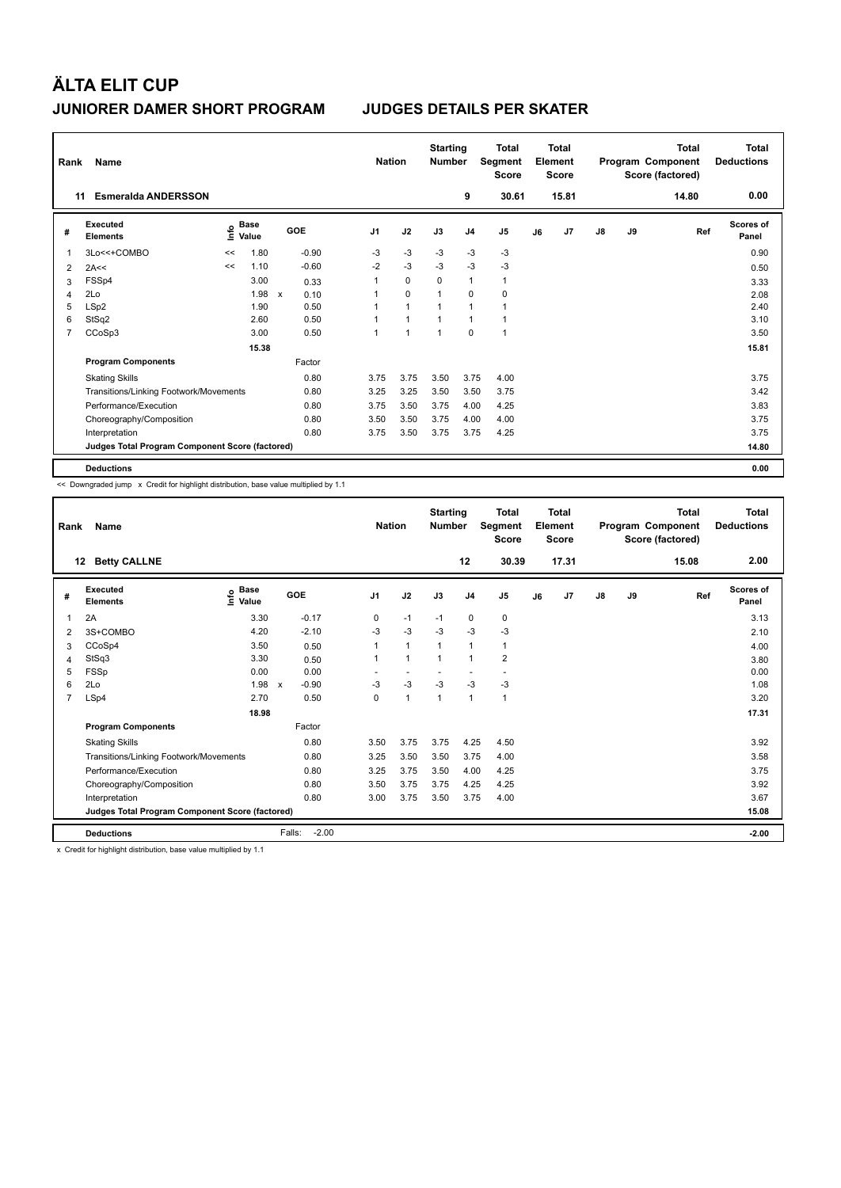# ÄLTA ELIT CUP

## JUNIORER DAMER SHORT PROGRAM — JUDGES DETAILS PER SKATER

| Rank | Name | Nation | Starting Number | Total Segment Score | Total Element Score | Total Program Component Score (factored) | Total Deductions |
|---|---|---|---|---|---|---|---|
| 11 | Esmeralda ANDERSSON | | 9 | 30.61 | 15.81 | 14.80 | 0.00 |

| # | Executed Elements | Info | Base Value | | GOE | J1 | J2 | J3 | J4 | J5 | J6 | J7 | J8 | J9 | Ref | Scores of Panel |
|---|---|---|---|---|---|---|---|---|---|---|---|---|---|---|---|---|
| 1 | 3Lo<<+COMBO | << | 1.80 | | -0.90 | -3 | -3 | -3 | -3 | -3 | | | | | | 0.90 |
| 2 | 2A<< | << | 1.10 | | -0.60 | -2 | -3 | -3 | -3 | -3 | | | | | | 0.50 |
| 3 | FSSp4 | | 3.00 | | 0.33 | 1 | 0 | 0 | 1 | 1 | | | | | | 3.33 |
| 4 | 2Lo | | 1.98 | x | 0.10 | 1 | 0 | 1 | 0 | 0 | | | | | | 2.08 |
| 5 | LSp2 | | 1.90 | | 0.50 | 1 | 1 | 1 | 1 | 1 | | | | | | 2.40 |
| 6 | StSq2 | | 2.60 | | 0.50 | 1 | 1 | 1 | 1 | 1 | | | | | | 3.10 |
| 7 | CCoSp3 | | 3.00 | | 0.50 | 1 | 1 | 1 | 0 | 1 | | | | | | 3.50 |
| | | | 15.38 | | | | | | | | | | | | | 15.81 |
| | **Program Components** | | | | Factor | | | | | | | | | | | |
| | Skating Skills | | | | 0.80 | 3.75 | 3.75 | 3.50 | 3.75 | 4.00 | | | | | | 3.75 |
| | Transitions/Linking Footwork/Movements | | | | 0.80 | 3.25 | 3.25 | 3.50 | 3.50 | 3.75 | | | | | | 3.42 |
| | Performance/Execution | | | | 0.80 | 3.75 | 3.50 | 3.75 | 4.00 | 4.25 | | | | | | 3.83 |
| | Choreography/Composition | | | | 0.80 | 3.50 | 3.50 | 3.75 | 4.00 | 4.00 | | | | | | 3.75 |
| | Interpretation | | | | 0.80 | 3.75 | 3.50 | 3.75 | 3.75 | 4.25 | | | | | | 3.75 |
| | **Judges Total Program Component Score (factored)** | | | | | | | | | | | | | | | 14.80 |
| | **Deductions** | | | | | | | | | | | | | | | 0.00 |

<< Downgraded jump x Credit for highlight distribution, base value multiplied by 1.1

| Rank | Name | Nation | Starting Number | Total Segment Score | Total Element Score | Total Program Component Score (factored) | Total Deductions |
|---|---|---|---|---|---|---|---|
| 12 | Betty CALLNE | | 12 | 30.39 | 17.31 | 15.08 | 2.00 |

| # | Executed Elements | Info | Base Value | | GOE | J1 | J2 | J3 | J4 | J5 | J6 | J7 | J8 | J9 | Ref | Scores of Panel |
|---|---|---|---|---|---|---|---|---|---|---|---|---|---|---|---|---|
| 1 | 2A | | 3.30 | | -0.17 | 0 | -1 | -1 | 0 | 0 | | | | | | 3.13 |
| 2 | 3S+COMBO | | 4.20 | | -2.10 | -3 | -3 | -3 | -3 | -3 | | | | | | 2.10 |
| 3 | CCoSp4 | | 3.50 | | 0.50 | 1 | 1 | 1 | 1 | 1 | | | | | | 4.00 |
| 4 | StSq3 | | 3.30 | | 0.50 | 1 | 1 | 1 | 1 | 2 | | | | | | 3.80 |
| 5 | FSSp | | 0.00 | | 0.00 | - | - | - | - | - | | | | | | 0.00 |
| 6 | 2Lo | | 1.98 | x | -0.90 | -3 | -3 | -3 | -3 | -3 | | | | | | 1.08 |
| 7 | LSp4 | | 2.70 | | 0.50 | 0 | 1 | 1 | 1 | 1 | | | | | | 3.20 |
| | | | 18.98 | | | | | | | | | | | | | 17.31 |
| | **Program Components** | | | | Factor | | | | | | | | | | | |
| | Skating Skills | | | | 0.80 | 3.50 | 3.75 | 3.75 | 4.25 | 4.50 | | | | | | 3.92 |
| | Transitions/Linking Footwork/Movements | | | | 0.80 | 3.25 | 3.50 | 3.50 | 3.75 | 4.00 | | | | | | 3.58 |
| | Performance/Execution | | | | 0.80 | 3.25 | 3.75 | 3.50 | 4.00 | 4.25 | | | | | | 3.75 |
| | Choreography/Composition | | | | 0.80 | 3.50 | 3.75 | 3.75 | 4.25 | 4.25 | | | | | | 3.92 |
| | Interpretation | | | | 0.80 | 3.00 | 3.75 | 3.50 | 3.75 | 4.00 | | | | | | 3.67 |
| | **Judges Total Program Component Score (factored)** | | | | | | | | | | | | | | | 15.08 |
| | **Deductions** | | | Falls: | -2.00 | | | | | | | | | | | -2.00 |

x Credit for highlight distribution, base value multiplied by 1.1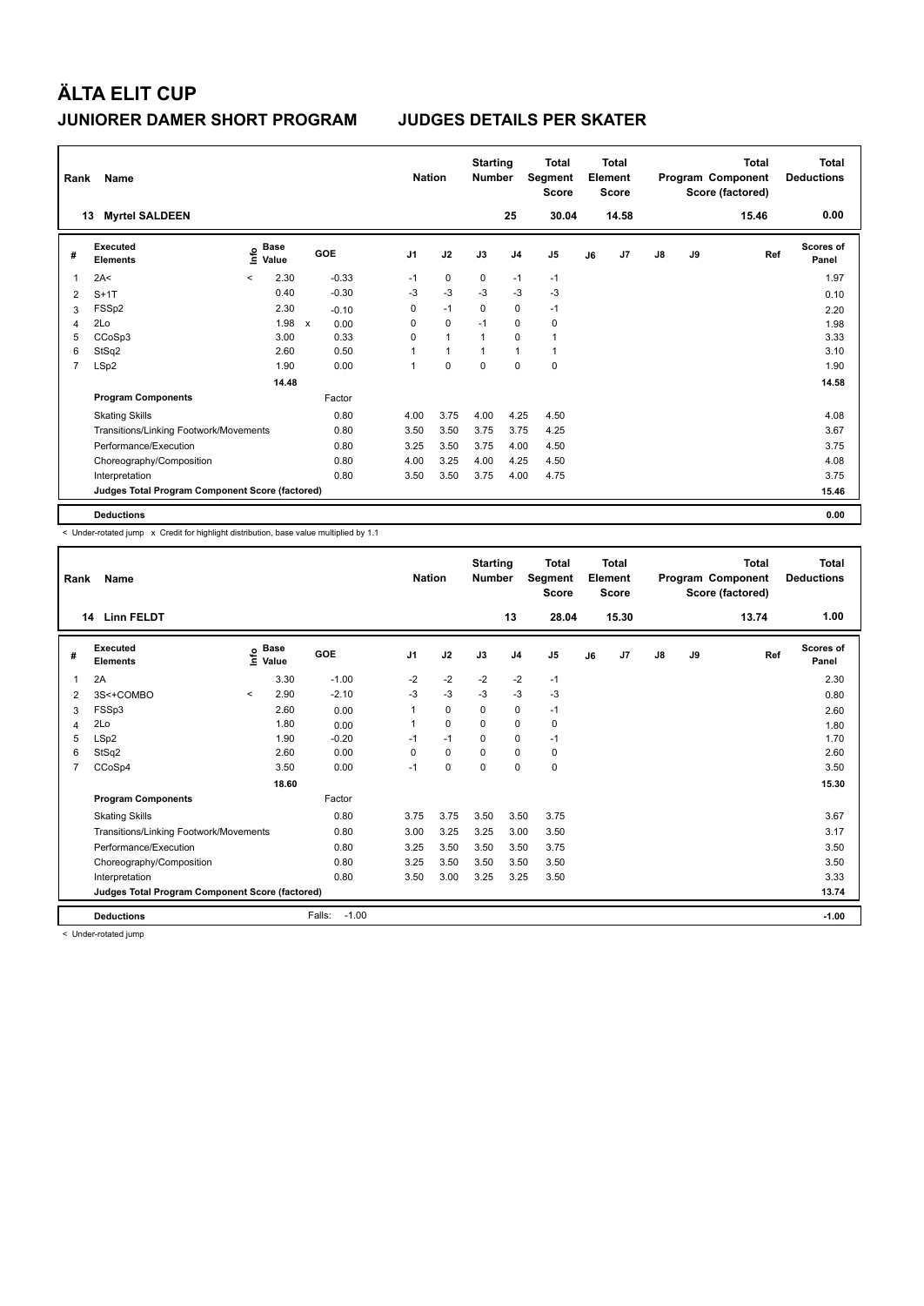# ÄLTA ELIT CUP

## JUNIORER DAMER SHORT PROGRAM    JUDGES DETAILS PER SKATER

| Rank | Name | Nation | Starting Number | Total Segment Score | Total Element Score | Total Program Component Score (factored) | Total Deductions |
|---|---|---|---|---|---|---|---|
| 13 | Myrtel SALDEEN | | 25 | 30.04 | 14.58 | 15.46 | 0.00 |

| # | Executed Elements | Info | Base Value | | GOE | J1 | J2 | J3 | J4 | J5 | J6 | J7 | J8 | J9 | Ref | Scores of Panel |
|---|---|---|---|---|---|---|---|---|---|---|---|---|---|---|---|---|
| 1 | 2A< | < | 2.30 | | -0.33 | -1 | 0 | 0 | -1 | -1 | | | | | | 1.97 |
| 2 | S+1T | | 0.40 | | -0.30 | -3 | -3 | -3 | -3 | -3 | | | | | | 0.10 |
| 3 | FSSp2 | | 2.30 | | -0.10 | 0 | -1 | 0 | 0 | -1 | | | | | | 2.20 |
| 4 | 2Lo | | 1.98 | x | 0.00 | 0 | 0 | -1 | 0 | 0 | | | | | | 1.98 |
| 5 | CCoSp3 | | 3.00 | | 0.33 | 0 | 1 | 1 | 0 | 1 | | | | | | 3.33 |
| 6 | StSq2 | | 2.60 | | 0.50 | 1 | 1 | 1 | 1 | 1 | | | | | | 3.10 |
| 7 | LSp2 | | 1.90 | | 0.00 | 1 | 0 | 0 | 0 | 0 | | | | | | 1.90 |
| | | | 14.48 | | | | | | | | | | | | | 14.58 |
| | **Program Components** | | | | Factor | | | | | | | | | | | |
| | Skating Skills | | | | 0.80 | 4.00 | 3.75 | 4.00 | 4.25 | 4.50 | | | | | | 4.08 |
| | Transitions/Linking Footwork/Movements | | | | 0.80 | 3.50 | 3.50 | 3.75 | 3.75 | 4.25 | | | | | | 3.67 |
| | Performance/Execution | | | | 0.80 | 3.25 | 3.50 | 3.75 | 4.00 | 4.50 | | | | | | 3.75 |
| | Choreography/Composition | | | | 0.80 | 4.00 | 3.25 | 4.00 | 4.25 | 4.50 | | | | | | 4.08 |
| | Interpretation | | | | 0.80 | 3.50 | 3.50 | 3.75 | 4.00 | 4.75 | | | | | | 3.75 |
| | **Judges Total Program Component Score (factored)** | | | | | | | | | | | | | | | 15.46 |
| | **Deductions** | | | | | | | | | | | | | | | 0.00 |

< Under-rotated jump x Credit for highlight distribution, base value multiplied by 1.1

| Rank | Name | Nation | Starting Number | Total Segment Score | Total Element Score | Total Program Component Score (factored) | Total Deductions |
|---|---|---|---|---|---|---|---|
| 14 | Linn FELDT | | 13 | 28.04 | 15.30 | 13.74 | 1.00 |

| # | Executed Elements | Info | Base Value | | GOE | J1 | J2 | J3 | J4 | J5 | J6 | J7 | J8 | J9 | Ref | Scores of Panel |
|---|---|---|---|---|---|---|---|---|---|---|---|---|---|---|---|---|
| 1 | 2A | | 3.30 | | -1.00 | -2 | -2 | -2 | -2 | -1 | | | | | | 2.30 |
| 2 | 3S<+COMBO | < | 2.90 | | -2.10 | -3 | -3 | -3 | -3 | -3 | | | | | | 0.80 |
| 3 | FSSp3 | | 2.60 | | 0.00 | 1 | 0 | 0 | 0 | -1 | | | | | | 2.60 |
| 4 | 2Lo | | 1.80 | | 0.00 | 1 | 0 | 0 | 0 | 0 | | | | | | 1.80 |
| 5 | LSp2 | | 1.90 | | -0.20 | -1 | -1 | 0 | 0 | -1 | | | | | | 1.70 |
| 6 | StSq2 | | 2.60 | | 0.00 | 0 | 0 | 0 | 0 | 0 | | | | | | 2.60 |
| 7 | CCoSp4 | | 3.50 | | 0.00 | -1 | 0 | 0 | 0 | 0 | | | | | | 3.50 |
| | | | 18.60 | | | | | | | | | | | | | 15.30 |
| | **Program Components** | | | | Factor | | | | | | | | | | | |
| | Skating Skills | | | | 0.80 | 3.75 | 3.75 | 3.50 | 3.50 | 3.75 | | | | | | 3.67 |
| | Transitions/Linking Footwork/Movements | | | | 0.80 | 3.00 | 3.25 | 3.25 | 3.00 | 3.50 | | | | | | 3.17 |
| | Performance/Execution | | | | 0.80 | 3.25 | 3.50 | 3.50 | 3.50 | 3.75 | | | | | | 3.50 |
| | Choreography/Composition | | | | 0.80 | 3.25 | 3.50 | 3.50 | 3.50 | 3.50 | | | | | | 3.50 |
| | Interpretation | | | | 0.80 | 3.50 | 3.00 | 3.25 | 3.25 | 3.50 | | | | | | 3.33 |
| | **Judges Total Program Component Score (factored)** | | | | | | | | | | | | | | | 13.74 |
| | **Deductions** | | | | Falls: -1.00 | | | | | | | | | | | -1.00 |

< Under-rotated jump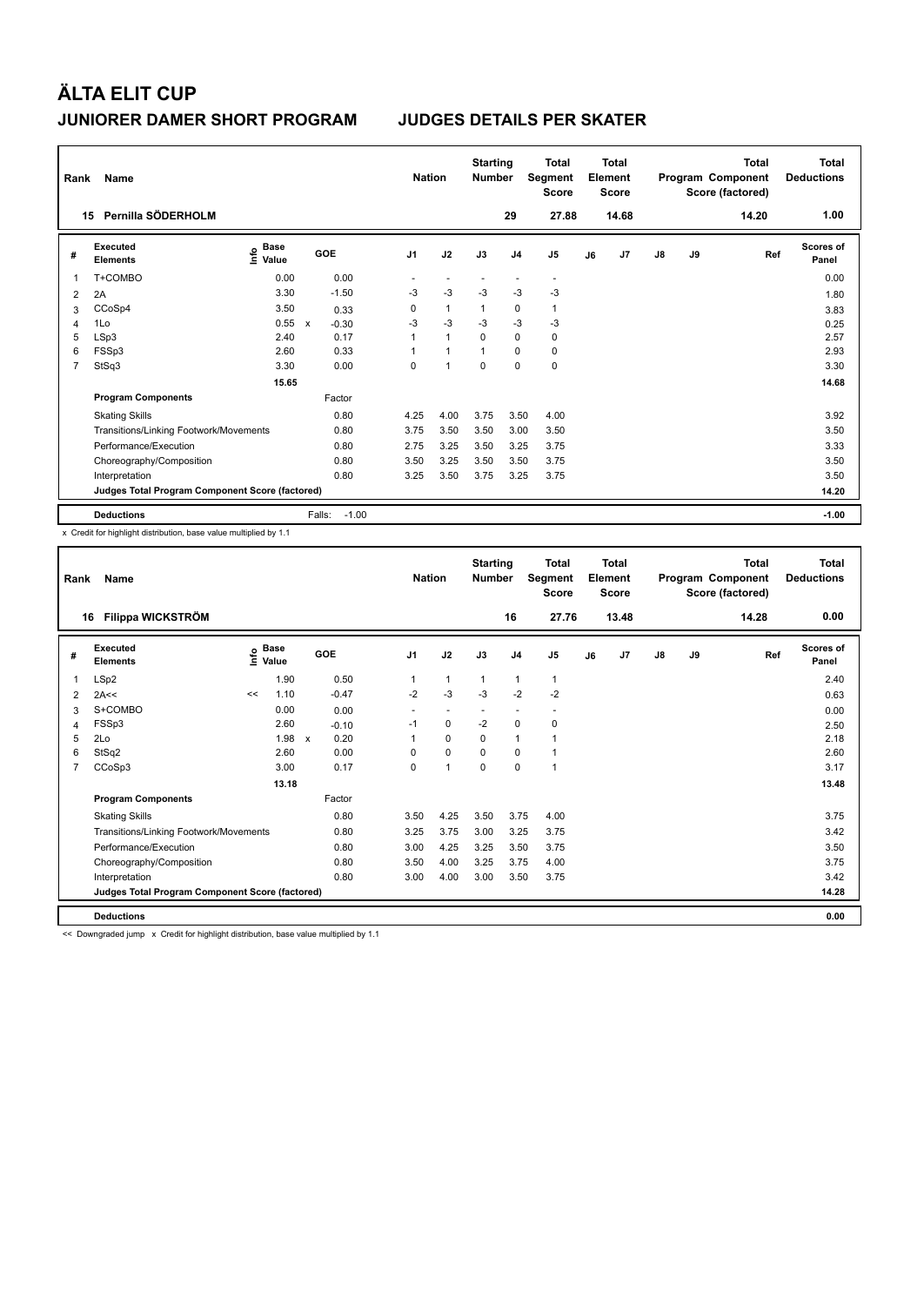# ÄLTA ELIT CUP

## JUNIORER DAMER SHORT PROGRAM JUDGES DETAILS PER SKATER

| Rank | Name | Nation | Starting Number | Total Segment Score | Total Element Score | Total Program Component Score (factored) | Total Deductions |
|---|---|---|---|---|---|---|---|
| 15 | Pernilla SÖDERHOLM | | 29 | 27.88 | 14.68 | 14.20 | 1.00 |

| # | Executed Elements | Info | Base Value | | GOE | J1 | J2 | J3 | J4 | J5 | J6 | J7 | J8 | J9 | Ref | Scores of Panel |
|---|---|---|---|---|---|---|---|---|---|---|---|---|---|---|---|---|
| 1 | T+COMBO | | 0.00 | | 0.00 | - | - | - | - | - | | | | | | 0.00 |
| 2 | 2A | | 3.30 | | -1.50 | -3 | -3 | -3 | -3 | -3 | | | | | | 1.80 |
| 3 | CCoSp4 | | 3.50 | | 0.33 | 0 | 1 | 1 | 0 | 1 | | | | | | 3.83 |
| 4 | 1Lo | | 0.55 | x | -0.30 | -3 | -3 | -3 | -3 | -3 | | | | | | 0.25 |
| 5 | LSp3 | | 2.40 | | 0.17 | 1 | 1 | 0 | 0 | 0 | | | | | | 2.57 |
| 6 | FSSp3 | | 2.60 | | 0.33 | 1 | 1 | 1 | 0 | 0 | | | | | | 2.93 |
| 7 | StSq3 | | 3.30 | | 0.00 | 0 | 1 | 0 | 0 | 0 | | | | | | 3.30 |
| | | | 15.65 | | | | | | | | | | | | | 14.68 |
| | **Program Components** | | | | Factor | | | | | | | | | | | |
| | Skating Skills | | | | 0.80 | 4.25 | 4.00 | 3.75 | 3.50 | 4.00 | | | | | | 3.92 |
| | Transitions/Linking Footwork/Movements | | | | 0.80 | 3.75 | 3.50 | 3.50 | 3.00 | 3.50 | | | | | | 3.50 |
| | Performance/Execution | | | | 0.80 | 2.75 | 3.25 | 3.50 | 3.25 | 3.75 | | | | | | 3.33 |
| | Choreography/Composition | | | | 0.80 | 3.50 | 3.25 | 3.50 | 3.50 | 3.75 | | | | | | 3.50 |
| | Interpretation | | | | 0.80 | 3.25 | 3.50 | 3.75 | 3.25 | 3.75 | | | | | | 3.50 |
| | **Judges Total Program Component Score (factored)** | | | | | | | | | | | | | | | 14.20 |
| | **Deductions** | | | | Falls: -1.00 | | | | | | | | | | | -1.00 |

x Credit for highlight distribution, base value multiplied by 1.1

| Rank | Name | Nation | Starting Number | Total Segment Score | Total Element Score | Total Program Component Score (factored) | Total Deductions |
|---|---|---|---|---|---|---|---|
| 16 | Filippa WICKSTRÖM | | 16 | 27.76 | 13.48 | 14.28 | 0.00 |

| # | Executed Elements | Info | Base Value | | GOE | J1 | J2 | J3 | J4 | J5 | J6 | J7 | J8 | J9 | Ref | Scores of Panel |
|---|---|---|---|---|---|---|---|---|---|---|---|---|---|---|---|---|
| 1 | LSp2 | | 1.90 | | 0.50 | 1 | 1 | 1 | 1 | 1 | | | | | | 2.40 |
| 2 | 2A<< | << | 1.10 | | -0.47 | -2 | -3 | -3 | -2 | -2 | | | | | | 0.63 |
| 3 | S+COMBO | | 0.00 | | 0.00 | - | - | - | - | - | | | | | | 0.00 |
| 4 | FSSp3 | | 2.60 | | -0.10 | -1 | 0 | -2 | 0 | 0 | | | | | | 2.50 |
| 5 | 2Lo | | 1.98 | x | 0.20 | 1 | 0 | 0 | 1 | 1 | | | | | | 2.18 |
| 6 | StSq2 | | 2.60 | | 0.00 | 0 | 0 | 0 | 0 | 1 | | | | | | 2.60 |
| 7 | CCoSp3 | | 3.00 | | 0.17 | 0 | 1 | 0 | 0 | 1 | | | | | | 3.17 |
| | | | 13.18 | | | | | | | | | | | | | 13.48 |
| | **Program Components** | | | | Factor | | | | | | | | | | | |
| | Skating Skills | | | | 0.80 | 3.50 | 4.25 | 3.50 | 3.75 | 4.00 | | | | | | 3.75 |
| | Transitions/Linking Footwork/Movements | | | | 0.80 | 3.25 | 3.75 | 3.00 | 3.25 | 3.75 | | | | | | 3.42 |
| | Performance/Execution | | | | 0.80 | 3.00 | 4.25 | 3.25 | 3.50 | 3.75 | | | | | | 3.50 |
| | Choreography/Composition | | | | 0.80 | 3.50 | 4.00 | 3.25 | 3.75 | 4.00 | | | | | | 3.75 |
| | Interpretation | | | | 0.80 | 3.00 | 4.00 | 3.00 | 3.50 | 3.75 | | | | | | 3.42 |
| | **Judges Total Program Component Score (factored)** | | | | | | | | | | | | | | | 14.28 |
| | **Deductions** | | | | | | | | | | | | | | | 0.00 |

<< Downgraded jump x Credit for highlight distribution, base value multiplied by 1.1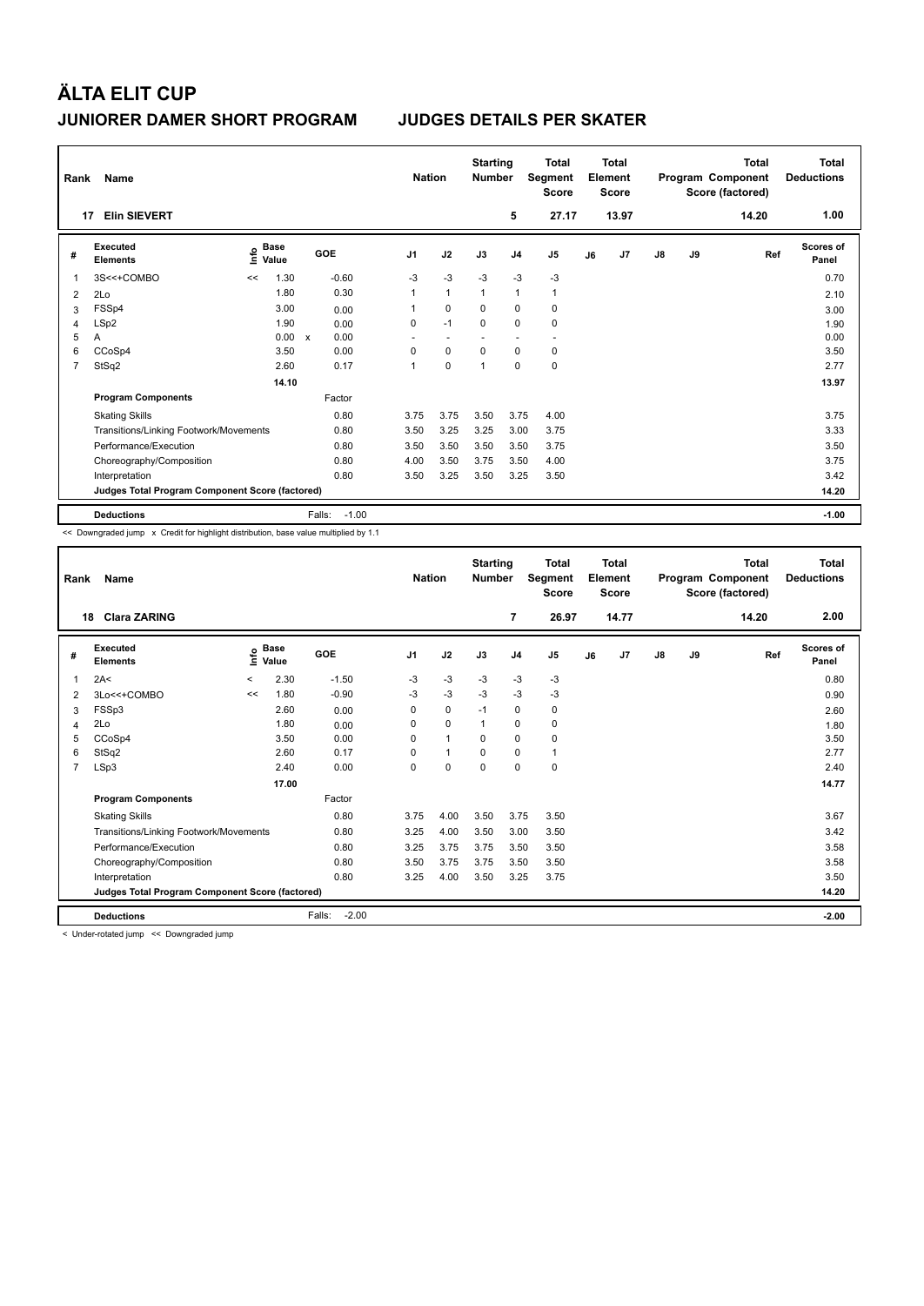# ÄLTA ELIT CUP

## JUNIORER DAMER SHORT PROGRAM JUDGES DETAILS PER SKATER

| Rank | Name | Nation | Starting Number | Total Segment Score | Total Element Score | Total Program Component Score (factored) | Total Deductions |
|---|---|---|---|---|---|---|---|
| 17 | Elin SIEVERT | | 5 | 27.17 | 13.97 | 14.20 | 1.00 |

| # | Executed Elements | Info | Base Value | | GOE | J1 | J2 | J3 | J4 | J5 | J6 | J7 | J8 | J9 | Ref | Scores of Panel |
|---|---|---|---|---|---|---|---|---|---|---|---|---|---|---|---|---|
| 1 | 3S<<+COMBO | << | 1.30 | | -0.60 | -3 | -3 | -3 | -3 | -3 | | | | | | 0.70 |
| 2 | 2Lo | | 1.80 | | 0.30 | 1 | 1 | 1 | 1 | 1 | | | | | | 2.10 |
| 3 | FSSp4 | | 3.00 | | 0.00 | 1 | 0 | 0 | 0 | 0 | | | | | | 3.00 |
| 4 | LSp2 | | 1.90 | | 0.00 | 0 | -1 | 0 | 0 | 0 | | | | | | 1.90 |
| 5 | A | | 0.00 | x | 0.00 | - | - | - | - | - | | | | | | 0.00 |
| 6 | CCoSp4 | | 3.50 | | 0.00 | 0 | 0 | 0 | 0 | 0 | | | | | | 3.50 |
| 7 | StSq2 | | 2.60 | | 0.17 | 1 | 0 | 1 | 0 | 0 | | | | | | 2.77 |
| | | | 14.10 | | | | | | | | | | | | | 13.97 |
| | **Program Components** | | | | Factor | | | | | | | | | | | |
| | Skating Skills | | | | 0.80 | 3.75 | 3.75 | 3.50 | 3.75 | 4.00 | | | | | | 3.75 |
| | Transitions/Linking Footwork/Movements | | | | 0.80 | 3.50 | 3.25 | 3.25 | 3.00 | 3.75 | | | | | | 3.33 |
| | Performance/Execution | | | | 0.80 | 3.50 | 3.50 | 3.50 | 3.50 | 3.75 | | | | | | 3.50 |
| | Choreography/Composition | | | | 0.80 | 4.00 | 3.50 | 3.75 | 3.50 | 4.00 | | | | | | 3.75 |
| | Interpretation | | | | 0.80 | 3.50 | 3.25 | 3.50 | 3.25 | 3.50 | | | | | | 3.42 |
| | **Judges Total Program Component Score (factored)** | | | | | | | | | | | | | | | 14.20 |
| | **Deductions** | | | | Falls: -1.00 | | | | | | | | | | | -1.00 |

<< Downgraded jump x Credit for highlight distribution, base value multiplied by 1.1

| Rank | Name | Nation | Starting Number | Total Segment Score | Total Element Score | Total Program Component Score (factored) | Total Deductions |
|---|---|---|---|---|---|---|---|
| 18 | Clara ZARING | | 7 | 26.97 | 14.77 | 14.20 | 2.00 |

| # | Executed Elements | Info | Base Value | GOE | J1 | J2 | J3 | J4 | J5 | J6 | J7 | J8 | J9 | Ref | Scores of Panel |
|---|---|---|---|---|---|---|---|---|---|---|---|---|---|---|---|
| 1 | 2A< | < | 2.30 | -1.50 | -3 | -3 | -3 | -3 | -3 | | | | | | 0.80 |
| 2 | 3Lo<<+COMBO | << | 1.80 | -0.90 | -3 | -3 | -3 | -3 | -3 | | | | | | 0.90 |
| 3 | FSSp3 | | 2.60 | 0.00 | 0 | 0 | -1 | 0 | 0 | | | | | | 2.60 |
| 4 | 2Lo | | 1.80 | 0.00 | 0 | 0 | 1 | 0 | 0 | | | | | | 1.80 |
| 5 | CCoSp4 | | 3.50 | 0.00 | 0 | 1 | 0 | 0 | 0 | | | | | | 3.50 |
| 6 | StSq2 | | 2.60 | 0.17 | 0 | 1 | 0 | 0 | 1 | | | | | | 2.77 |
| 7 | LSp3 | | 2.40 | 0.00 | 0 | 0 | 0 | 0 | 0 | | | | | | 2.40 |
| | | | 17.00 | | | | | | | | | | | | 14.77 |
| | **Program Components** | | | Factor | | | | | | | | | | | |
| | Skating Skills | | | 0.80 | 3.75 | 4.00 | 3.50 | 3.75 | 3.50 | | | | | | 3.67 |
| | Transitions/Linking Footwork/Movements | | | 0.80 | 3.25 | 4.00 | 3.50 | 3.00 | 3.50 | | | | | | 3.42 |
| | Performance/Execution | | | 0.80 | 3.25 | 3.75 | 3.75 | 3.50 | 3.50 | | | | | | 3.58 |
| | Choreography/Composition | | | 0.80 | 3.50 | 3.75 | 3.75 | 3.50 | 3.50 | | | | | | 3.58 |
| | Interpretation | | | 0.80 | 3.25 | 4.00 | 3.50 | 3.25 | 3.75 | | | | | | 3.50 |
| | **Judges Total Program Component Score (factored)** | | | | | | | | | | | | | | 14.20 |
| | **Deductions** | | | Falls: -2.00 | | | | | | | | | | | -2.00 |

< Under-rotated jump << Downgraded jump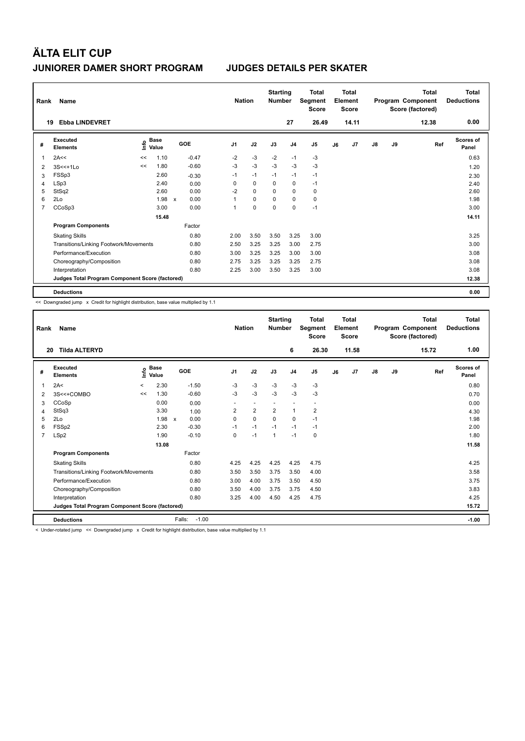# ÄLTA ELIT CUP

## JUNIORER DAMER SHORT PROGRAM JUDGES DETAILS PER SKATER

| Rank | Name | Nation | Starting Number | Total Segment Score | Total Element Score | Total Program Component Score (factored) | Total Deductions |
|---|---|---|---|---|---|---|---|
| 19 | Ebba LINDEVRET | | 27 | 26.49 | 14.11 | 12.38 | 0.00 |

| # | Executed Elements | Info | Base Value | | GOE | J1 | J2 | J3 | J4 | J5 | J6 | J7 | J8 | J9 | Ref | Scores of Panel |
|---|---|---|---|---|---|---|---|---|---|---|---|---|---|---|---|---|
| 1 | 2A<< | << | 1.10 | | -0.47 | -2 | -3 | -2 | -1 | -3 | | | | | | 0.63 |
| 2 | 3S<<+1Lo | << | 1.80 | | -0.60 | -3 | -3 | -3 | -3 | -3 | | | | | | 1.20 |
| 3 | FSSp3 | | 2.60 | | -0.30 | -1 | -1 | -1 | -1 | -1 | | | | | | 2.30 |
| 4 | LSp3 | | 2.40 | | 0.00 | 0 | 0 | 0 | 0 | -1 | | | | | | 2.40 |
| 5 | StSq2 | | 2.60 | | 0.00 | -2 | 0 | 0 | 0 | 0 | | | | | | 2.60 |
| 6 | 2Lo | | 1.98 | x | 0.00 | 1 | 0 | 0 | 0 | 0 | | | | | | 1.98 |
| 7 | CCoSp3 | | 3.00 | | 0.00 | 1 | 0 | 0 | 0 | -1 | | | | | | 3.00 |
| | | | 15.48 | | | | | | | | | | | | | 14.11 |
| | **Program Components** | | | | Factor | | | | | | | | | | | |
| | Skating Skills | | | | 0.80 | 2.00 | 3.50 | 3.50 | 3.25 | 3.00 | | | | | | 3.25 |
| | Transitions/Linking Footwork/Movements | | | | 0.80 | 2.50 | 3.25 | 3.25 | 3.00 | 2.75 | | | | | | 3.00 |
| | Performance/Execution | | | | 0.80 | 3.00 | 3.25 | 3.25 | 3.00 | 3.00 | | | | | | 3.08 |
| | Choreography/Composition | | | | 0.80 | 2.75 | 3.25 | 3.25 | 3.25 | 2.75 | | | | | | 3.08 |
| | Interpretation | | | | 0.80 | 2.25 | 3.00 | 3.50 | 3.25 | 3.00 | | | | | | 3.08 |
| | **Judges Total Program Component Score (factored)** | | | | | | | | | | | | | | | 12.38 |
| | **Deductions** | | | | | | | | | | | | | | | 0.00 |

<< Downgraded jump x Credit for highlight distribution, base value multiplied by 1.1

| Rank | Name | Nation | Starting Number | Total Segment Score | Total Element Score | Total Program Component Score (factored) | Total Deductions |
|---|---|---|---|---|---|---|---|
| 20 | Tilda ALTERYD | | 6 | 26.30 | 11.58 | 15.72 | 1.00 |

| # | Executed Elements | Info | Base Value | | GOE | J1 | J2 | J3 | J4 | J5 | J6 | J7 | J8 | J9 | Ref | Scores of Panel |
|---|---|---|---|---|---|---|---|---|---|---|---|---|---|---|---|---|
| 1 | 2A< | < | 2.30 | | -1.50 | -3 | -3 | -3 | -3 | -3 | | | | | | 0.80 |
| 2 | 3S<<+COMBO | << | 1.30 | | -0.60 | -3 | -3 | -3 | -3 | -3 | | | | | | 0.70 |
| 3 | CCoSp | | 0.00 | | 0.00 | - | - | - | - | - | | | | | | 0.00 |
| 4 | StSq3 | | 3.30 | | 1.00 | 2 | 2 | 2 | 1 | 2 | | | | | | 4.30 |
| 5 | 2Lo | | 1.98 | x | 0.00 | 0 | 0 | 0 | 0 | -1 | | | | | | 1.98 |
| 6 | FSSp2 | | 2.30 | | -0.30 | -1 | -1 | -1 | -1 | -1 | | | | | | 2.00 |
| 7 | LSp2 | | 1.90 | | -0.10 | 0 | -1 | 1 | -1 | 0 | | | | | | 1.80 |
| | | | 13.08 | | | | | | | | | | | | | 11.58 |
| | **Program Components** | | | | Factor | | | | | | | | | | | |
| | Skating Skills | | | | 0.80 | 4.25 | 4.25 | 4.25 | 4.25 | 4.75 | | | | | | 4.25 |
| | Transitions/Linking Footwork/Movements | | | | 0.80 | 3.50 | 3.50 | 3.75 | 3.50 | 4.00 | | | | | | 3.58 |
| | Performance/Execution | | | | 0.80 | 3.00 | 4.00 | 3.75 | 3.50 | 4.50 | | | | | | 3.75 |
| | Choreography/Composition | | | | 0.80 | 3.50 | 4.00 | 3.75 | 3.75 | 4.50 | | | | | | 3.83 |
| | Interpretation | | | | 0.80 | 3.25 | 4.00 | 4.50 | 4.25 | 4.75 | | | | | | 4.25 |
| | **Judges Total Program Component Score (factored)** | | | | | | | | | | | | | | | 15.72 |
| | **Deductions** | | | Falls: | -1.00 | | | | | | | | | | | -1.00 |

< Under-rotated jump << Downgraded jump x Credit for highlight distribution, base value multiplied by 1.1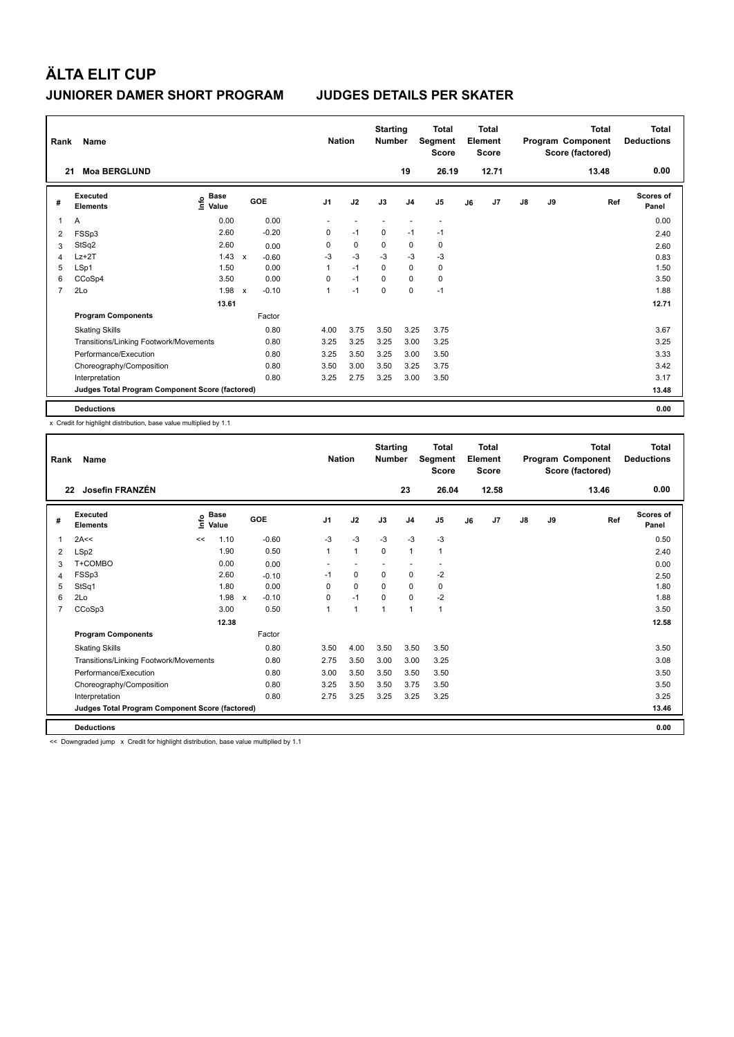# ÄLTA ELIT CUP

## JUNIORER DAMER SHORT PROGRAM — JUDGES DETAILS PER SKATER

| Rank | Name | Nation | Starting Number | Total Segment Score | Total Element Score | Total Program Component Score (factored) | Total Deductions |
|---|---|---|---|---|---|---|---|
| 21 | Moa BERGLUND | | 19 | 26.19 | 12.71 | 13.48 | 0.00 |

| # | Executed Elements | Info | Base Value | | GOE | J1 | J2 | J3 | J4 | J5 | J6 | J7 | J8 | J9 | Ref | Scores of Panel |
|---|---|---|---|---|---|---|---|---|---|---|---|---|---|---|---|---|
| 1 | A | | 0.00 | | 0.00 | - | - | - | - | - | | | | | | 0.00 |
| 2 | FSSp3 | | 2.60 | | -0.20 | 0 | -1 | 0 | -1 | -1 | | | | | | 2.40 |
| 3 | StSq2 | | 2.60 | | 0.00 | 0 | 0 | 0 | 0 | 0 | | | | | | 2.60 |
| 4 | Lz+2T | | 1.43 | x | -0.60 | -3 | -3 | -3 | -3 | -3 | | | | | | 0.83 |
| 5 | LSp1 | | 1.50 | | 0.00 | 1 | -1 | 0 | 0 | 0 | | | | | | 1.50 |
| 6 | CCoSp4 | | 3.50 | | 0.00 | 0 | -1 | 0 | 0 | 0 | | | | | | 3.50 |
| 7 | 2Lo | | 1.98 | x | -0.10 | 1 | -1 | 0 | 0 | -1 | | | | | | 1.88 |
| | | | 13.61 | | | | | | | | | | | | | 12.71 |
| | **Program Components** | | | | Factor | | | | | | | | | | | |
| | Skating Skills | | | | 0.80 | 4.00 | 3.75 | 3.50 | 3.25 | 3.75 | | | | | | 3.67 |
| | Transitions/Linking Footwork/Movements | | | | 0.80 | 3.25 | 3.25 | 3.25 | 3.00 | 3.25 | | | | | | 3.25 |
| | Performance/Execution | | | | 0.80 | 3.25 | 3.50 | 3.25 | 3.00 | 3.50 | | | | | | 3.33 |
| | Choreography/Composition | | | | 0.80 | 3.50 | 3.00 | 3.50 | 3.25 | 3.75 | | | | | | 3.42 |
| | Interpretation | | | | 0.80 | 3.25 | 2.75 | 3.25 | 3.00 | 3.50 | | | | | | 3.17 |
| | **Judges Total Program Component Score (factored)** | | | | | | | | | | | | | | | 13.48 |
| | **Deductions** | | | | | | | | | | | | | | | 0.00 |

x Credit for highlight distribution, base value multiplied by 1.1

| Rank | Name | Nation | Starting Number | Total Segment Score | Total Element Score | Total Program Component Score (factored) | Total Deductions |
|---|---|---|---|---|---|---|---|
| 22 | Josefin FRANZÉN | | 23 | 26.04 | 12.58 | 13.46 | 0.00 |

| # | Executed Elements | Info | Base Value | | GOE | J1 | J2 | J3 | J4 | J5 | J6 | J7 | J8 | J9 | Ref | Scores of Panel |
|---|---|---|---|---|---|---|---|---|---|---|---|---|---|---|---|---|
| 1 | 2A<< | << | 1.10 | | -0.60 | -3 | -3 | -3 | -3 | -3 | | | | | | 0.50 |
| 2 | LSp2 | | 1.90 | | 0.50 | 1 | 1 | 0 | 1 | 1 | | | | | | 2.40 |
| 3 | T+COMBO | | 0.00 | | 0.00 | - | - | - | - | - | | | | | | 0.00 |
| 4 | FSSp3 | | 2.60 | | -0.10 | -1 | 0 | 0 | 0 | -2 | | | | | | 2.50 |
| 5 | StSq1 | | 1.80 | | 0.00 | 0 | 0 | 0 | 0 | 0 | | | | | | 1.80 |
| 6 | 2Lo | | 1.98 | x | -0.10 | 0 | -1 | 0 | 0 | -2 | | | | | | 1.88 |
| 7 | CCoSp3 | | 3.00 | | 0.50 | 1 | 1 | 1 | 1 | 1 | | | | | | 3.50 |
| | | | 12.38 | | | | | | | | | | | | | 12.58 |
| | **Program Components** | | | | Factor | | | | | | | | | | | |
| | Skating Skills | | | | 0.80 | 3.50 | 4.00 | 3.50 | 3.50 | 3.50 | | | | | | 3.50 |
| | Transitions/Linking Footwork/Movements | | | | 0.80 | 2.75 | 3.50 | 3.00 | 3.00 | 3.25 | | | | | | 3.08 |
| | Performance/Execution | | | | 0.80 | 3.00 | 3.50 | 3.50 | 3.50 | 3.50 | | | | | | 3.50 |
| | Choreography/Composition | | | | 0.80 | 3.25 | 3.50 | 3.50 | 3.75 | 3.50 | | | | | | 3.50 |
| | Interpretation | | | | 0.80 | 2.75 | 3.25 | 3.25 | 3.25 | 3.25 | | | | | | 3.25 |
| | **Judges Total Program Component Score (factored)** | | | | | | | | | | | | | | | 13.46 |
| | **Deductions** | | | | | | | | | | | | | | | 0.00 |

<< Downgraded jump x Credit for highlight distribution, base value multiplied by 1.1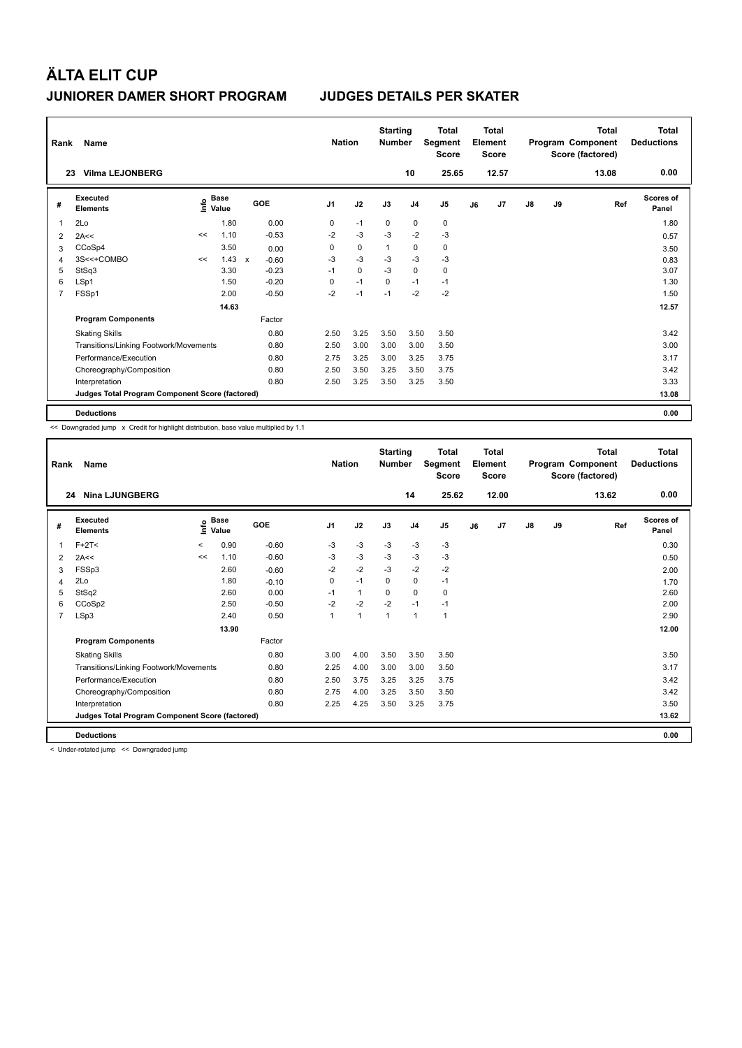# ÄLTA ELIT CUP

## JUNIORER DAMER SHORT PROGRAM — JUDGES DETAILS PER SKATER

| Rank | Name | Nation | Starting Number | Total Segment Score | Total Element Score | Total Program Component Score (factored) | Total Deductions |
|---|---|---|---|---|---|---|---|
| 23 | Vilma LEJONBERG | | 10 | 25.65 | 12.57 | 13.08 | 0.00 |

| # | Executed Elements | Info | Base Value | | GOE | J1 | J2 | J3 | J4 | J5 | J6 | J7 | J8 | J9 | Ref | Scores of Panel |
|---|---|---|---|---|---|---|---|---|---|---|---|---|---|---|---|---|
| 1 | 2Lo | | 1.80 | | 0.00 | 0 | -1 | 0 | 0 | 0 | | | | | | 1.80 |
| 2 | 2A<< | << | 1.10 | | -0.53 | -2 | -3 | -3 | -2 | -3 | | | | | | 0.57 |
| 3 | CCoSp4 | | 3.50 | | 0.00 | 0 | 0 | 1 | 0 | 0 | | | | | | 3.50 |
| 4 | 3S<<+COMBO | << | 1.43 | x | -0.60 | -3 | -3 | -3 | -3 | -3 | | | | | | 0.83 |
| 5 | StSq3 | | 3.30 | | -0.23 | -1 | 0 | -3 | 0 | 0 | | | | | | 3.07 |
| 6 | LSp1 | | 1.50 | | -0.20 | 0 | -1 | 0 | -1 | -1 | | | | | | 1.30 |
| 7 | FSSp1 | | 2.00 | | -0.50 | -2 | -1 | -1 | -2 | -2 | | | | | | 1.50 |
| | | | 14.63 | | | | | | | | | | | | | 12.57 |
| | **Program Components** | | | | Factor | | | | | | | | | | | |
| | Skating Skills | | | | 0.80 | 2.50 | 3.25 | 3.50 | 3.50 | 3.50 | | | | | | 3.42 |
| | Transitions/Linking Footwork/Movements | | | | 0.80 | 2.50 | 3.00 | 3.00 | 3.00 | 3.50 | | | | | | 3.00 |
| | Performance/Execution | | | | 0.80 | 2.75 | 3.25 | 3.00 | 3.25 | 3.75 | | | | | | 3.17 |
| | Choreography/Composition | | | | 0.80 | 2.50 | 3.50 | 3.25 | 3.50 | 3.75 | | | | | | 3.42 |
| | Interpretation | | | | 0.80 | 2.50 | 3.25 | 3.50 | 3.25 | 3.50 | | | | | | 3.33 |
| | **Judges Total Program Component Score (factored)** | | | | | | | | | | | | | | | 13.08 |
| | **Deductions** | | | | | | | | | | | | | | | 0.00 |

<< Downgraded jump x Credit for highlight distribution, base value multiplied by 1.1

| Rank | Name | Nation | Starting Number | Total Segment Score | Total Element Score | Total Program Component Score (factored) | Total Deductions |
|---|---|---|---|---|---|---|---|
| 24 | Nina LJUNGBERG | | 14 | 25.62 | 12.00 | 13.62 | 0.00 |

| # | Executed Elements | Info | Base Value | GOE | J1 | J2 | J3 | J4 | J5 | J6 | J7 | J8 | J9 | Ref | Scores of Panel |
|---|---|---|---|---|---|---|---|---|---|---|---|---|---|---|---|
| 1 | F+2T< | < | 0.90 | -0.60 | -3 | -3 | -3 | -3 | -3 | | | | | | 0.30 |
| 2 | 2A<< | << | 1.10 | -0.60 | -3 | -3 | -3 | -3 | -3 | | | | | | 0.50 |
| 3 | FSSp3 | | 2.60 | -0.60 | -2 | -2 | -3 | -2 | -2 | | | | | | 2.00 |
| 4 | 2Lo | | 1.80 | -0.10 | 0 | -1 | 0 | 0 | -1 | | | | | | 1.70 |
| 5 | StSq2 | | 2.60 | 0.00 | -1 | 1 | 0 | 0 | 0 | | | | | | 2.60 |
| 6 | CCoSp2 | | 2.50 | -0.50 | -2 | -2 | -2 | -1 | -1 | | | | | | 2.00 |
| 7 | LSp3 | | 2.40 | 0.50 | 1 | 1 | 1 | 1 | 1 | | | | | | 2.90 |
| | | | 13.90 | | | | | | | | | | | | 12.00 |
| | **Program Components** | | | Factor | | | | | | | | | | | |
| | Skating Skills | | | 0.80 | 3.00 | 4.00 | 3.50 | 3.50 | 3.50 | | | | | | 3.50 |
| | Transitions/Linking Footwork/Movements | | | 0.80 | 2.25 | 4.00 | 3.00 | 3.00 | 3.50 | | | | | | 3.17 |
| | Performance/Execution | | | 0.80 | 2.50 | 3.75 | 3.25 | 3.25 | 3.75 | | | | | | 3.42 |
| | Choreography/Composition | | | 0.80 | 2.75 | 4.00 | 3.25 | 3.50 | 3.50 | | | | | | 3.42 |
| | Interpretation | | | 0.80 | 2.25 | 4.25 | 3.50 | 3.25 | 3.75 | | | | | | 3.50 |
| | **Judges Total Program Component Score (factored)** | | | | | | | | | | | | | | 13.62 |
| | **Deductions** | | | | | | | | | | | | | | 0.00 |

< Under-rotated jump << Downgraded jump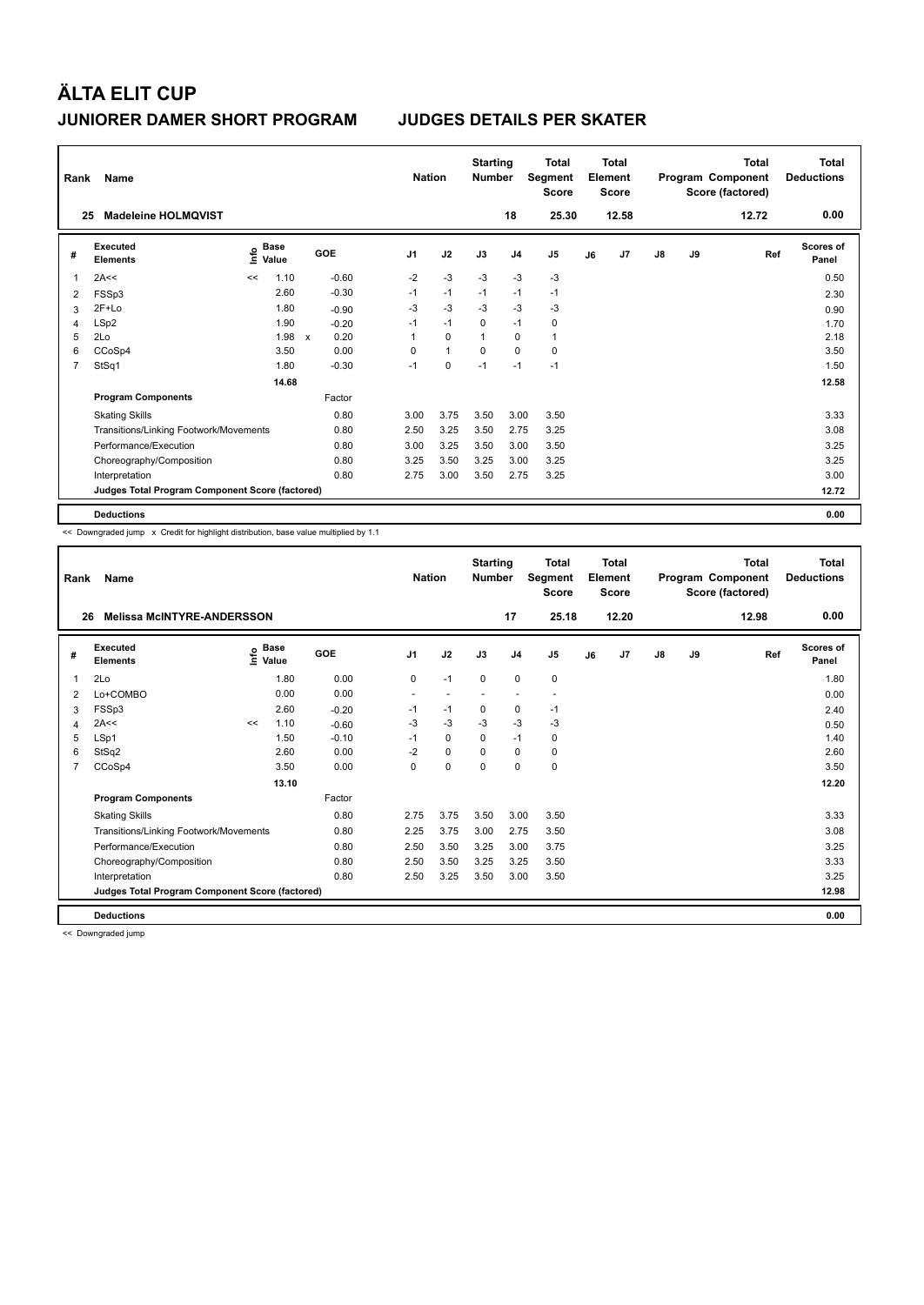# ÄLTA ELIT CUP

## JUNIORER DAMER SHORT PROGRAM

## JUDGES DETAILS PER SKATER

| Rank | Name | Nation | Starting Number | Total Segment Score | Total Element Score | Total Program Component Score (factored) | Total Deductions |
|---|---|---|---|---|---|---|---|
| 25 | Madeleine HOLMQVIST | | 18 | 25.30 | 12.58 | 12.72 | 0.00 |

| # | Executed Elements | Info | Base Value | | GOE | J1 | J2 | J3 | J4 | J5 | J6 | J7 | J8 | J9 | Ref | Scores of Panel |
|---|---|---|---|---|---|---|---|---|---|---|---|---|---|---|---|---|
| 1 | 2A<< | << | 1.10 | | -0.60 | -2 | -3 | -3 | -3 | -3 | | | | | | 0.50 |
| 2 | FSSp3 | | 2.60 | | -0.30 | -1 | -1 | -1 | -1 | -1 | | | | | | 2.30 |
| 3 | 2F+Lo | | 1.80 | | -0.90 | -3 | -3 | -3 | -3 | -3 | | | | | | 0.90 |
| 4 | LSp2 | | 1.90 | | -0.20 | -1 | -1 | 0 | -1 | 0 | | | | | | 1.70 |
| 5 | 2Lo | | 1.98 | x | 0.20 | 1 | 0 | 1 | 0 | 1 | | | | | | 2.18 |
| 6 | CCoSp4 | | 3.50 | | 0.00 | 0 | 1 | 0 | 0 | 0 | | | | | | 3.50 |
| 7 | StSq1 | | 1.80 | | -0.30 | -1 | 0 | -1 | -1 | -1 | | | | | | 1.50 |
| | | | 14.68 | | | | | | | | | | | | | 12.58 |
| | **Program Components** | | | | Factor | | | | | | | | | | | |
| | Skating Skills | | | | 0.80 | 3.00 | 3.75 | 3.50 | 3.00 | 3.50 | | | | | | 3.33 |
| | Transitions/Linking Footwork/Movements | | | | 0.80 | 2.50 | 3.25 | 3.50 | 2.75 | 3.25 | | | | | | 3.08 |
| | Performance/Execution | | | | 0.80 | 3.00 | 3.25 | 3.50 | 3.00 | 3.50 | | | | | | 3.25 |
| | Choreography/Composition | | | | 0.80 | 3.25 | 3.50 | 3.25 | 3.00 | 3.25 | | | | | | 3.25 |
| | Interpretation | | | | 0.80 | 2.75 | 3.00 | 3.50 | 2.75 | 3.25 | | | | | | 3.00 |
| | **Judges Total Program Component Score (factored)** | | | | | | | | | | | | | | | 12.72 |
| | **Deductions** | | | | | | | | | | | | | | | 0.00 |

<< Downgraded jump x Credit for highlight distribution, base value multiplied by 1.1

| Rank | Name | Nation | Starting Number | Total Segment Score | Total Element Score | Total Program Component Score (factored) | Total Deductions |
|---|---|---|---|---|---|---|---|
| 26 | Melissa McINTYRE-ANDERSSON | | 17 | 25.18 | 12.20 | 12.98 | 0.00 |

| # | Executed Elements | Info | Base Value | GOE | J1 | J2 | J3 | J4 | J5 | J6 | J7 | J8 | J9 | Ref | Scores of Panel |
|---|---|---|---|---|---|---|---|---|---|---|---|---|---|---|---|
| 1 | 2Lo | | 1.80 | 0.00 | 0 | -1 | 0 | 0 | 0 | | | | | | 1.80 |
| 2 | Lo+COMBO | | 0.00 | 0.00 | - | - | - | - | - | | | | | | 0.00 |
| 3 | FSSp3 | | 2.60 | -0.20 | -1 | -1 | 0 | 0 | -1 | | | | | | 2.40 |
| 4 | 2A<< | << | 1.10 | -0.60 | -3 | -3 | -3 | -3 | -3 | | | | | | 0.50 |
| 5 | LSp1 | | 1.50 | -0.10 | -1 | 0 | 0 | -1 | 0 | | | | | | 1.40 |
| 6 | StSq2 | | 2.60 | 0.00 | -2 | 0 | 0 | 0 | 0 | | | | | | 2.60 |
| 7 | CCoSp4 | | 3.50 | 0.00 | 0 | 0 | 0 | 0 | 0 | | | | | | 3.50 |
| | | | 13.10 | | | | | | | | | | | | 12.20 |
| | **Program Components** | | | Factor | | | | | | | | | | | |
| | Skating Skills | | | 0.80 | 2.75 | 3.75 | 3.50 | 3.00 | 3.50 | | | | | | 3.33 |
| | Transitions/Linking Footwork/Movements | | | 0.80 | 2.25 | 3.75 | 3.00 | 2.75 | 3.50 | | | | | | 3.08 |
| | Performance/Execution | | | 0.80 | 2.50 | 3.50 | 3.25 | 3.00 | 3.75 | | | | | | 3.25 |
| | Choreography/Composition | | | 0.80 | 2.50 | 3.50 | 3.25 | 3.25 | 3.50 | | | | | | 3.33 |
| | Interpretation | | | 0.80 | 2.50 | 3.25 | 3.50 | 3.00 | 3.50 | | | | | | 3.25 |
| | **Judges Total Program Component Score (factored)** | | | | | | | | | | | | | | 12.98 |
| | **Deductions** | | | | | | | | | | | | | | 0.00 |

<< Downgraded jump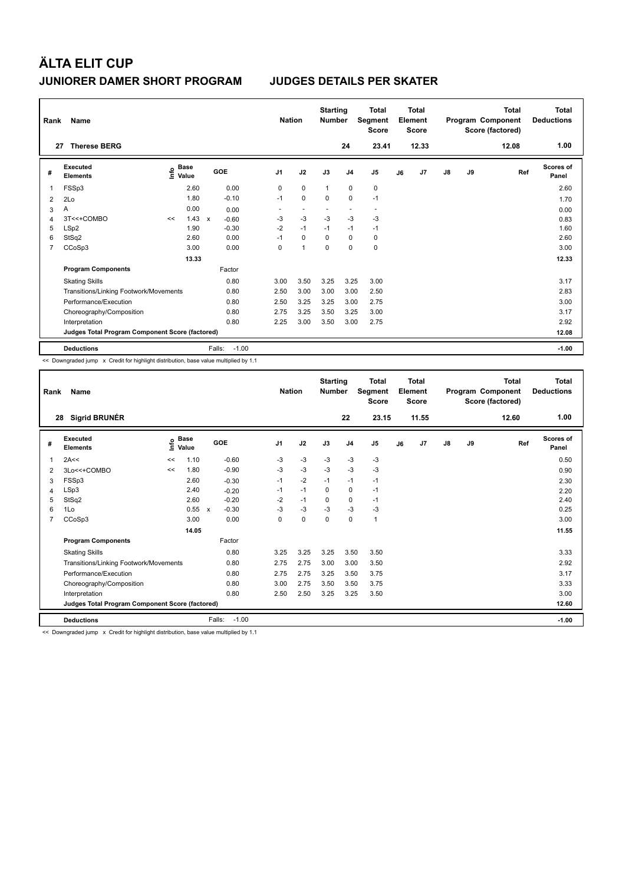# ÄLTA ELIT CUP

## JUNIORER DAMER SHORT PROGRAM — JUDGES DETAILS PER SKATER

| Rank | Name | Nation | Starting Number | Total Segment Score | Total Element Score | Total Program Component Score (factored) | Total Deductions |
|---|---|---|---|---|---|---|---|
| 27 | Therese BERG | | 24 | 23.41 | 12.33 | 12.08 | 1.00 |

| # | Executed Elements | Info | Base Value | | GOE | J1 | J2 | J3 | J4 | J5 | J6 | J7 | J8 | J9 | Ref | Scores of Panel |
|---|---|---|---|---|---|---|---|---|---|---|---|---|---|---|---|---|
| 1 | FSSp3 | | 2.60 | | 0.00 | 0 | 0 | 1 | 0 | 0 | | | | | | 2.60 |
| 2 | 2Lo | | 1.80 | | -0.10 | -1 | 0 | 0 | 0 | -1 | | | | | | 1.70 |
| 3 | A | | 0.00 | | 0.00 | - | - | - | - | - | | | | | | 0.00 |
| 4 | 3T<<+COMBO | << | 1.43 | x | -0.60 | -3 | -3 | -3 | -3 | -3 | | | | | | 0.83 |
| 5 | LSp2 | | 1.90 | | -0.30 | -2 | -1 | -1 | -1 | -1 | | | | | | 1.60 |
| 6 | StSq2 | | 2.60 | | 0.00 | -1 | 0 | 0 | 0 | 0 | | | | | | 2.60 |
| 7 | CCoSp3 | | 3.00 | | 0.00 | 0 | 1 | 0 | 0 | 0 | | | | | | 3.00 |
| | | | 13.33 | | | | | | | | | | | | | 12.33 |
| | **Program Components** | | | | Factor | | | | | | | | | | | |
| | Skating Skills | | | | 0.80 | 3.00 | 3.50 | 3.25 | 3.25 | 3.00 | | | | | | 3.17 |
| | Transitions/Linking Footwork/Movements | | | | 0.80 | 2.50 | 3.00 | 3.00 | 3.00 | 2.50 | | | | | | 2.83 |
| | Performance/Execution | | | | 0.80 | 2.50 | 3.25 | 3.25 | 3.00 | 2.75 | | | | | | 3.00 |
| | Choreography/Composition | | | | 0.80 | 2.75 | 3.25 | 3.50 | 3.25 | 3.00 | | | | | | 3.17 |
| | Interpretation | | | | 0.80 | 2.25 | 3.00 | 3.50 | 3.00 | 2.75 | | | | | | 2.92 |
| | **Judges Total Program Component Score (factored)** | | | | | | | | | | | | | | | 12.08 |
| | **Deductions** | | | | Falls: -1.00 | | | | | | | | | | | -1.00 |

<< Downgraded jump x Credit for highlight distribution, base value multiplied by 1.1

| Rank | Name | Nation | Starting Number | Total Segment Score | Total Element Score | Total Program Component Score (factored) | Total Deductions |
|---|---|---|---|---|---|---|---|
| 28 | Sigrid BRUNÉR | | 22 | 23.15 | 11.55 | 12.60 | 1.00 |

| # | Executed Elements | Info | Base Value | | GOE | J1 | J2 | J3 | J4 | J5 | J6 | J7 | J8 | J9 | Ref | Scores of Panel |
|---|---|---|---|---|---|---|---|---|---|---|---|---|---|---|---|---|
| 1 | 2A<< | << | 1.10 | | -0.60 | -3 | -3 | -3 | -3 | -3 | | | | | | 0.50 |
| 2 | 3Lo<<+COMBO | << | 1.80 | | -0.90 | -3 | -3 | -3 | -3 | -3 | | | | | | 0.90 |
| 3 | FSSp3 | | 2.60 | | -0.30 | -1 | -2 | -1 | -1 | -1 | | | | | | 2.30 |
| 4 | LSp3 | | 2.40 | | -0.20 | -1 | -1 | 0 | 0 | -1 | | | | | | 2.20 |
| 5 | StSq2 | | 2.60 | | -0.20 | -2 | -1 | 0 | 0 | -1 | | | | | | 2.40 |
| 6 | 1Lo | | 0.55 | x | -0.30 | -3 | -3 | -3 | -3 | -3 | | | | | | 0.25 |
| 7 | CCoSp3 | | 3.00 | | 0.00 | 0 | 0 | 0 | 0 | 1 | | | | | | 3.00 |
| | | | 14.05 | | | | | | | | | | | | | 11.55 |
| | **Program Components** | | | | Factor | | | | | | | | | | | |
| | Skating Skills | | | | 0.80 | 3.25 | 3.25 | 3.25 | 3.50 | 3.50 | | | | | | 3.33 |
| | Transitions/Linking Footwork/Movements | | | | 0.80 | 2.75 | 2.75 | 3.00 | 3.00 | 3.50 | | | | | | 2.92 |
| | Performance/Execution | | | | 0.80 | 2.75 | 2.75 | 3.25 | 3.50 | 3.75 | | | | | | 3.17 |
| | Choreography/Composition | | | | 0.80 | 3.00 | 2.75 | 3.50 | 3.50 | 3.75 | | | | | | 3.33 |
| | Interpretation | | | | 0.80 | 2.50 | 2.50 | 3.25 | 3.25 | 3.50 | | | | | | 3.00 |
| | **Judges Total Program Component Score (factored)** | | | | | | | | | | | | | | | 12.60 |
| | **Deductions** | | | | Falls: -1.00 | | | | | | | | | | | -1.00 |

<< Downgraded jump x Credit for highlight distribution, base value multiplied by 1.1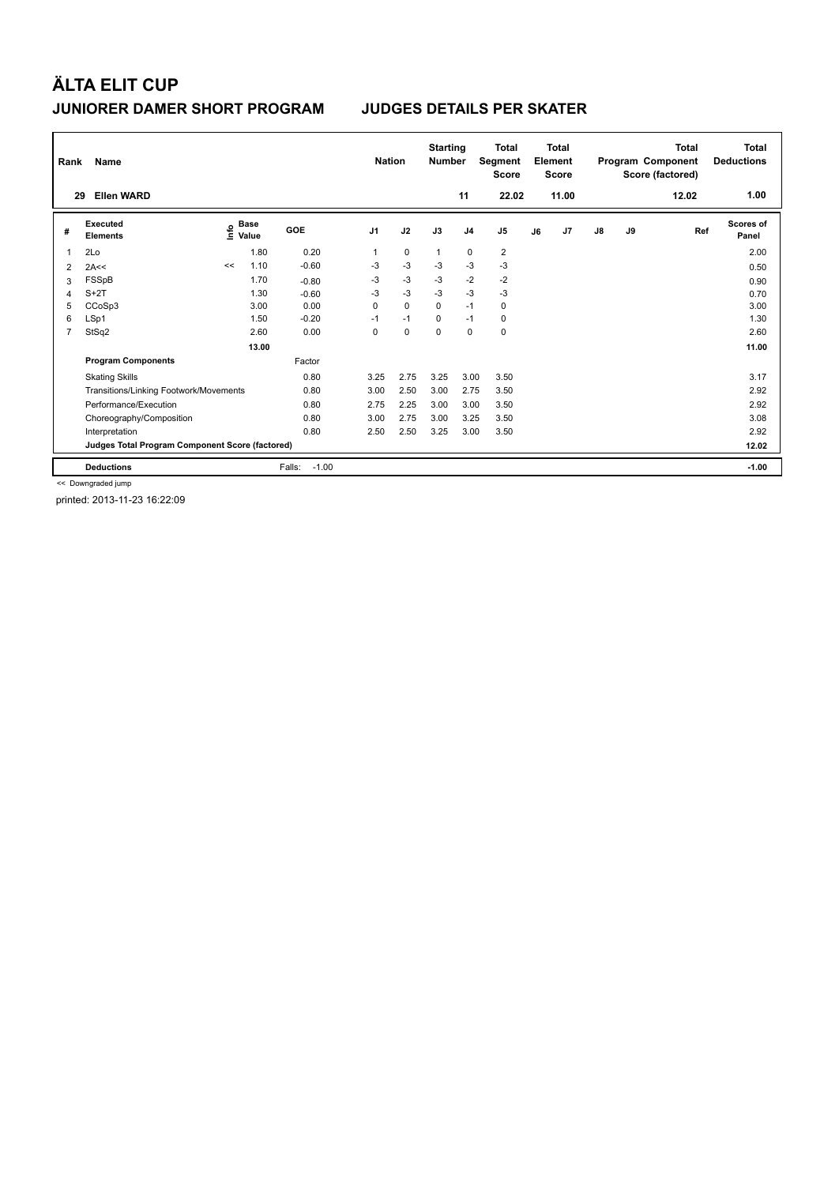# ÄLTA ELIT CUP

## JUNIORER DAMER SHORT PROGRAM JUDGES DETAILS PER SKATER

| Rank | Name | Nation | Starting Number | Total Segment Score | Total Element Score | Total Program Component Score (factored) | Total Deductions |
|---|---|---|---|---|---|---|---|
| 29 | Ellen WARD | | 11 | 22.02 | 11.00 | 12.02 | 1.00 |

| # | Executed Elements | Info | Base Value | GOE | J1 | J2 | J3 | J4 | J5 | J6 | J7 | J8 | J9 | Ref | Scores of Panel |
|---|---|---|---|---|---|---|---|---|---|---|---|---|---|---|---|
| 1 | 2Lo | | 1.80 | 0.20 | 1 | 0 | 1 | 0 | 2 | | | | | | 2.00 |
| 2 | 2A<< | << | 1.10 | -0.60 | -3 | -3 | -3 | -3 | -3 | | | | | | 0.50 |
| 3 | FSSpB | | 1.70 | -0.80 | -3 | -3 | -3 | -2 | -2 | | | | | | 0.90 |
| 4 | S+2T | | 1.30 | -0.60 | -3 | -3 | -3 | -3 | -3 | | | | | | 0.70 |
| 5 | CCoSp3 | | 3.00 | 0.00 | 0 | 0 | 0 | -1 | 0 | | | | | | 3.00 |
| 6 | LSp1 | | 1.50 | -0.20 | -1 | -1 | 0 | -1 | 0 | | | | | | 1.30 |
| 7 | StSq2 | | 2.60 | 0.00 | 0 | 0 | 0 | 0 | 0 | | | | | | 2.60 |
| | | | 13.00 | | | | | | | | | | | | 11.00 |
| | **Program Components** | | | Factor | | | | | | | | | | | |
| | Skating Skills | | | 0.80 | 3.25 | 2.75 | 3.25 | 3.00 | 3.50 | | | | | | 3.17 |
| | Transitions/Linking Footwork/Movements | | | 0.80 | 3.00 | 2.50 | 3.00 | 2.75 | 3.50 | | | | | | 2.92 |
| | Performance/Execution | | | 0.80 | 2.75 | 2.25 | 3.00 | 3.00 | 3.50 | | | | | | 2.92 |
| | Choreography/Composition | | | 0.80 | 3.00 | 2.75 | 3.00 | 3.25 | 3.50 | | | | | | 3.08 |
| | Interpretation | | | 0.80 | 2.50 | 2.50 | 3.25 | 3.00 | 3.50 | | | | | | 2.92 |
| | **Judges Total Program Component Score (factored)** | | | | | | | | | | | | | | 12.02 |
| | **Deductions** | | | Falls: -1.00 | | | | | | | | | | | -1.00 |

<< Downgraded jump

printed: 2013-11-23 16:22:09